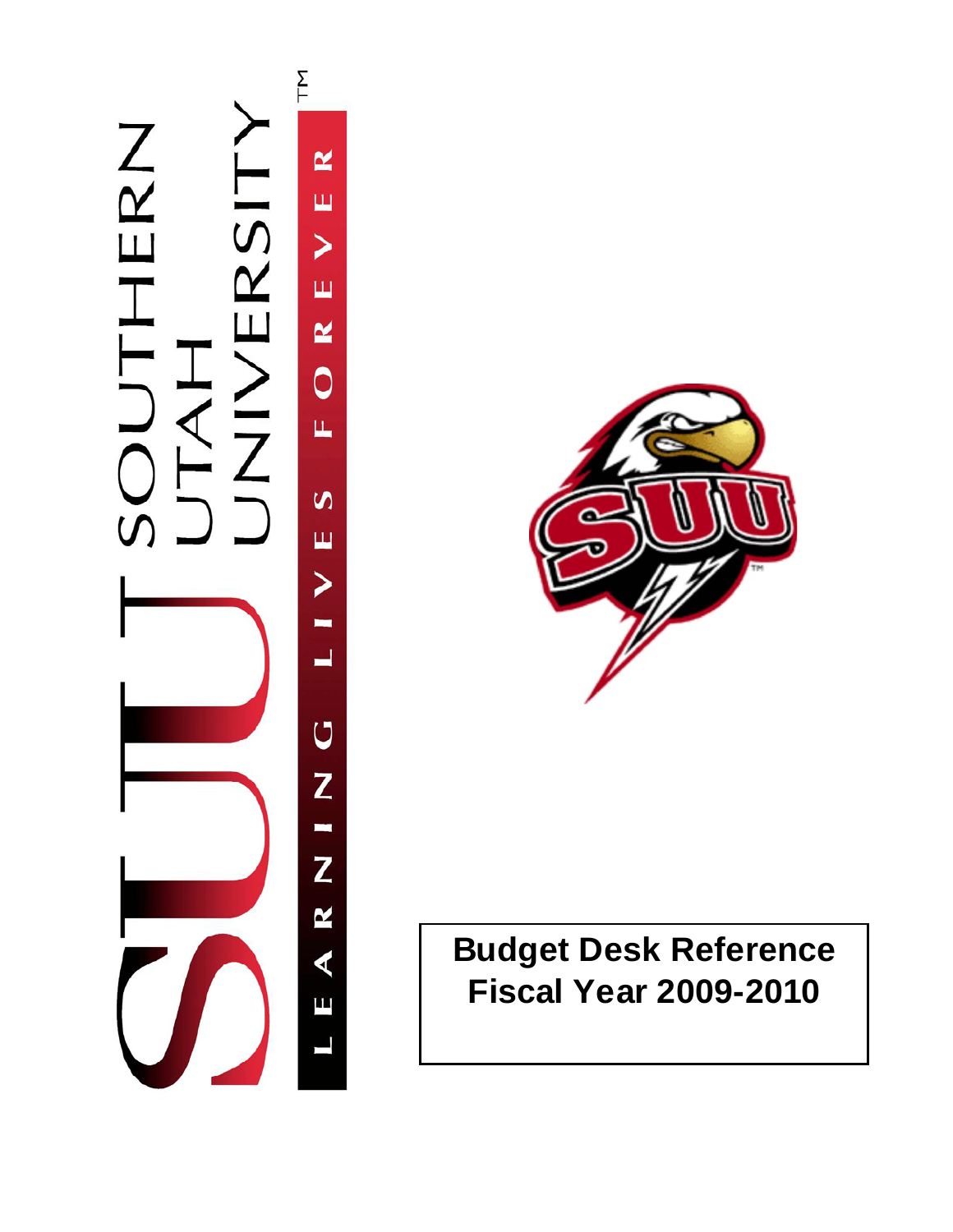SOUTHERN UTAH UNIVERSITY

LEARNING LIVES FOREVER

# Budget Desk Reference
# Fiscal Year 2009-2010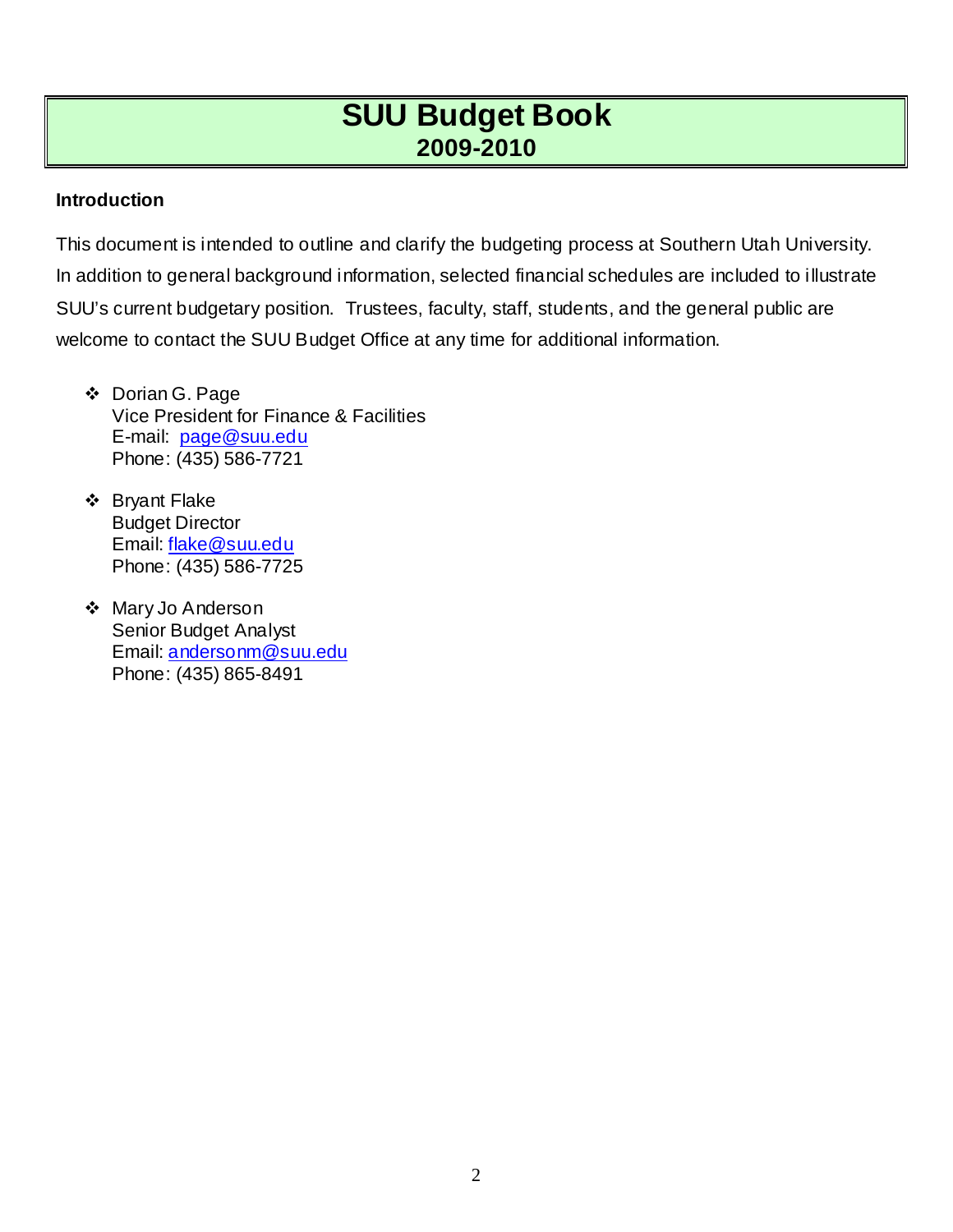# SUU Budget Book
## 2009-2010

### Introduction

This document is intended to outline and clarify the budgeting process at Southern Utah University. In addition to general background information, selected financial schedules are included to illustrate SUU's current budgetary position. Trustees, faculty, staff, students, and the general public are welcome to contact the SUU Budget Office at any time for additional information.

- Dorian G. Page  
  Vice President for Finance & Facilities  
  E-mail: page@suu.edu  
  Phone: (435) 586-7721

- Bryant Flake  
  Budget Director  
  Email: flake@suu.edu  
  Phone: (435) 586-7725

- Mary Jo Anderson  
  Senior Budget Analyst  
  Email: andersonm@suu.edu  
  Phone: (435) 865-8491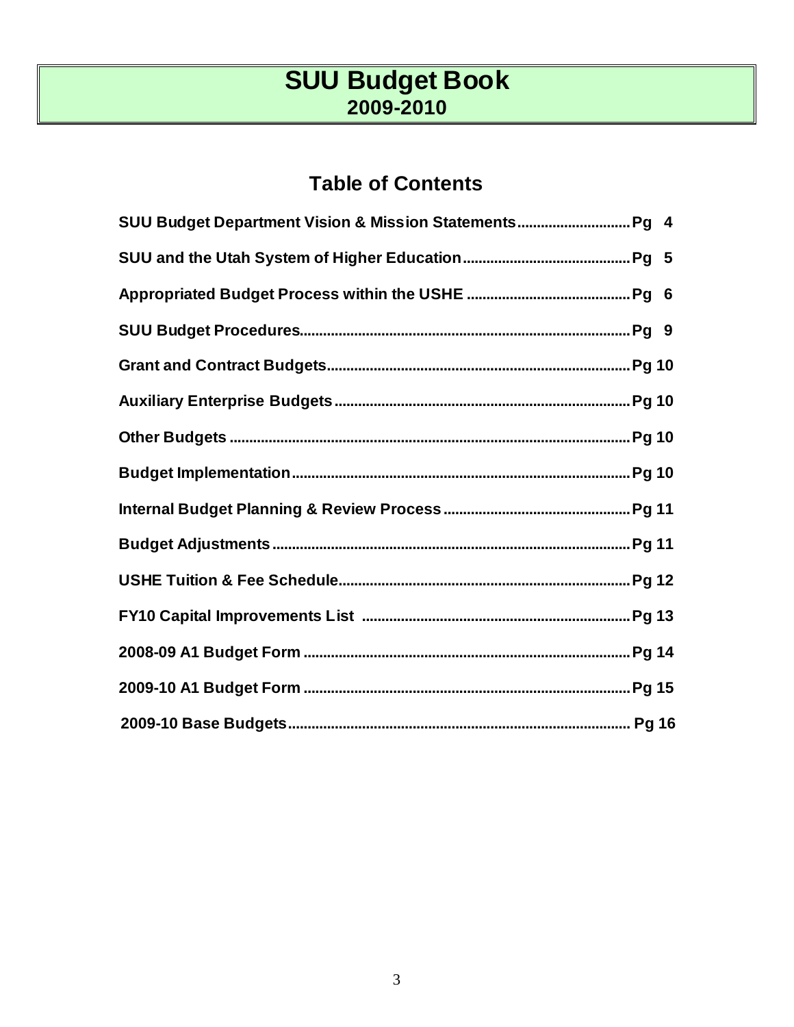# SUU Budget Book
## 2009-2010

## Table of Contents

| Section | Page |
| --- | --- |
| SUU Budget Department Vision & Mission Statements | Pg 4 |
| SUU and the Utah System of Higher Education | Pg 5 |
| Appropriated Budget Process within the USHE | Pg 6 |
| SUU Budget Procedures | Pg 9 |
| Grant and Contract Budgets | Pg 10 |
| Auxiliary Enterprise Budgets | Pg 10 |
| Other Budgets | Pg 10 |
| Budget Implementation | Pg 10 |
| Internal Budget Planning & Review Process | Pg 11 |
| Budget Adjustments | Pg 11 |
| USHE Tuition & Fee Schedule | Pg 12 |
| FY10 Capital Improvements List | Pg 13 |
| 2008-09 A1 Budget Form | Pg 14 |
| 2009-10 A1 Budget Form | Pg 15 |
| 2009-10 Base Budgets | Pg 16 |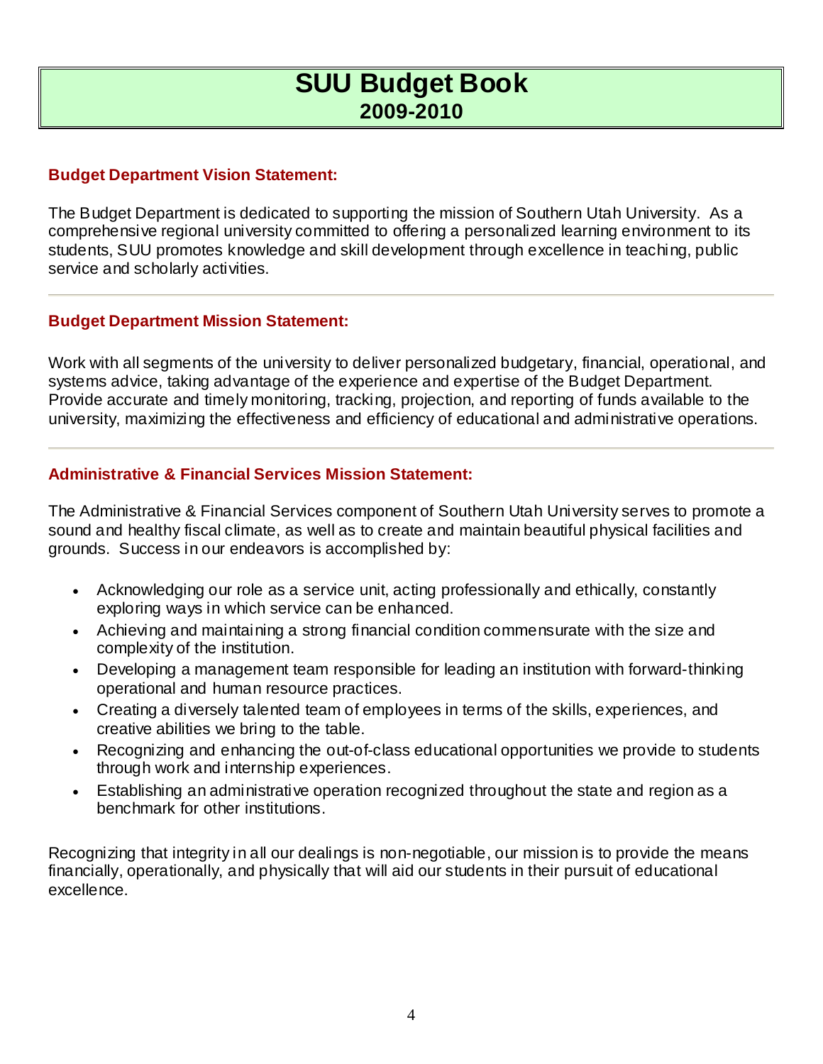# SUU Budget Book
## 2009-2010

### Budget Department Vision Statement:

The Budget Department is dedicated to supporting the mission of Southern Utah University. As a comprehensive regional university committed to offering a personalized learning environment to its students, SUU promotes knowledge and skill development through excellence in teaching, public service and scholarly activities.

---

### Budget Department Mission Statement:

Work with all segments of the university to deliver personalized budgetary, financial, operational, and systems advice, taking advantage of the experience and expertise of the Budget Department. Provide accurate and timely monitoring, tracking, projection, and reporting of funds available to the university, maximizing the effectiveness and efficiency of educational and administrative operations.

---

### Administrative & Financial Services Mission Statement:

The Administrative & Financial Services component of Southern Utah University serves to promote a sound and healthy fiscal climate, as well as to create and maintain beautiful physical facilities and grounds. Success in our endeavors is accomplished by:

- Acknowledging our role as a service unit, acting professionally and ethically, constantly exploring ways in which service can be enhanced.
- Achieving and maintaining a strong financial condition commensurate with the size and complexity of the institution.
- Developing a management team responsible for leading an institution with forward-thinking operational and human resource practices.
- Creating a diversely talented team of employees in terms of the skills, experiences, and creative abilities we bring to the table.
- Recognizing and enhancing the out-of-class educational opportunities we provide to students through work and internship experiences.
- Establishing an administrative operation recognized throughout the state and region as a benchmark for other institutions.

Recognizing that integrity in all our dealings is non-negotiable, our mission is to provide the means financially, operationally, and physically that will aid our students in their pursuit of educational excellence.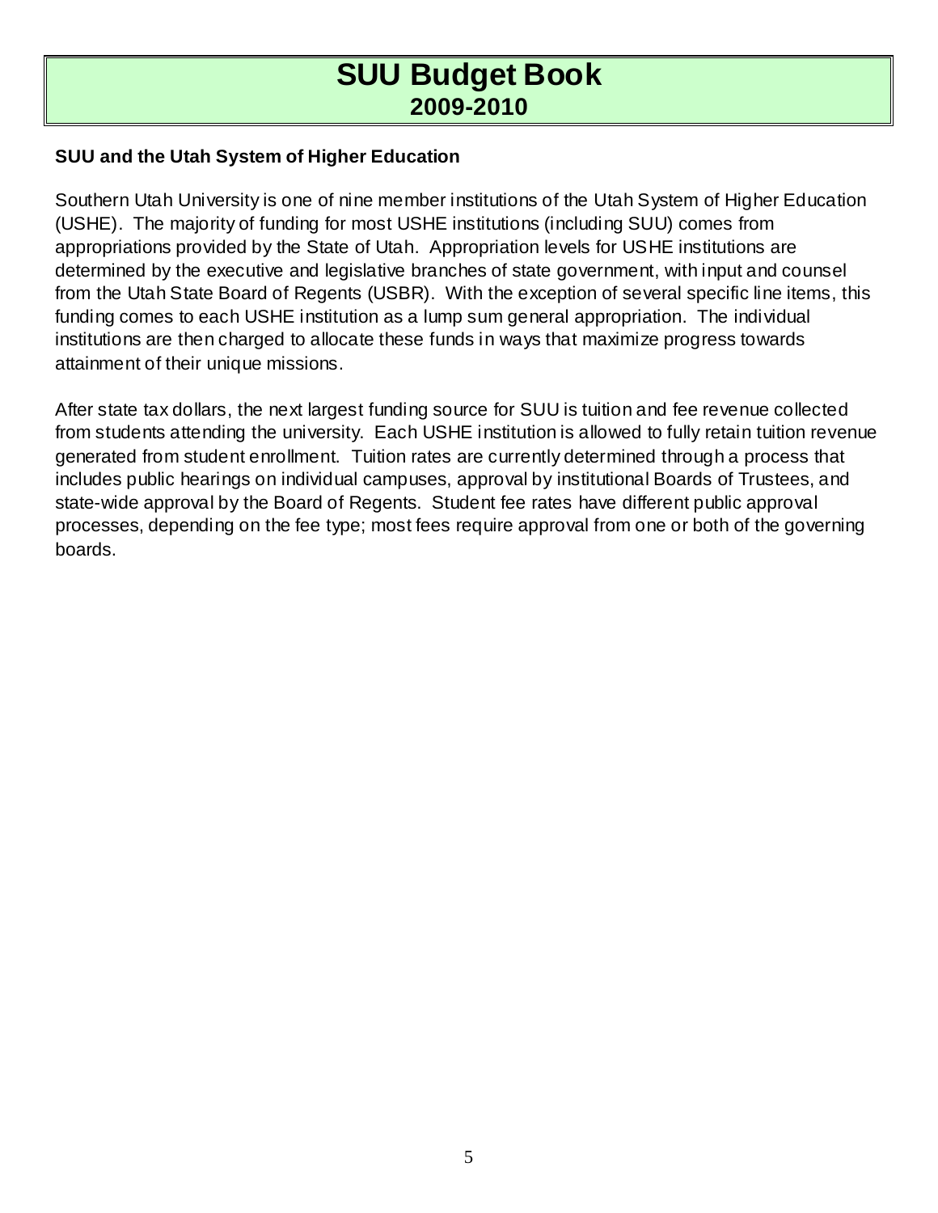# SUU Budget Book
## 2009-2010

### SUU and the Utah System of Higher Education

Southern Utah University is one of nine member institutions of the Utah System of Higher Education (USHE). The majority of funding for most USHE institutions (including SUU) comes from appropriations provided by the State of Utah. Appropriation levels for USHE institutions are determined by the executive and legislative branches of state government, with input and counsel from the Utah State Board of Regents (USBR). With the exception of several specific line items, this funding comes to each USHE institution as a lump sum general appropriation. The individual institutions are then charged to allocate these funds in ways that maximize progress towards attainment of their unique missions.

After state tax dollars, the next largest funding source for SUU is tuition and fee revenue collected from students attending the university. Each USHE institution is allowed to fully retain tuition revenue generated from student enrollment. Tuition rates are currently determined through a process that includes public hearings on individual campuses, approval by institutional Boards of Trustees, and state-wide approval by the Board of Regents. Student fee rates have different public approval processes, depending on the fee type; most fees require approval from one or both of the governing boards.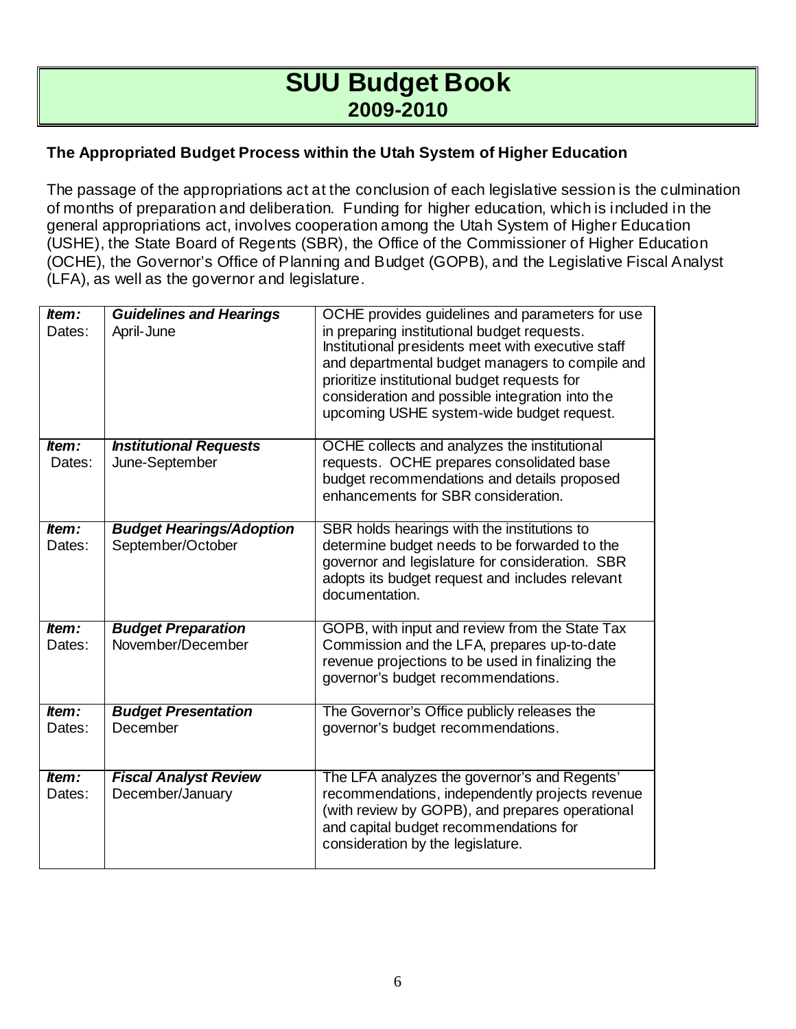# SUU Budget Book
## 2009-2010

### The Appropriated Budget Process within the Utah System of Higher Education

The passage of the appropriations act at the conclusion of each legislative session is the culmination of months of preparation and deliberation. Funding for higher education, which is included in the general appropriations act, involves cooperation among the Utah System of Higher Education (USHE), the State Board of Regents (SBR), the Office of the Commissioner of Higher Education (OCHE), the Governor's Office of Planning and Budget (GOPB), and the Legislative Fiscal Analyst (LFA), as well as the governor and legislature.

| | | |
|---|---|---|
| ***Item:***<br>Dates: | ***Guidelines and Hearings***<br>April-June | OCHE provides guidelines and parameters for use in preparing institutional budget requests. Institutional presidents meet with executive staff and departmental budget managers to compile and prioritize institutional budget requests for consideration and possible integration into the upcoming USHE system-wide budget request. |
| ***Item:***<br>Dates: | ***Institutional Requests***<br>June-September | OCHE collects and analyzes the institutional requests. OCHE prepares consolidated base budget recommendations and details proposed enhancements for SBR consideration. |
| ***Item:***<br>Dates: | ***Budget Hearings/Adoption***<br>September/October | SBR holds hearings with the institutions to determine budget needs to be forwarded to the governor and legislature for consideration. SBR adopts its budget request and includes relevant documentation. |
| ***Item:***<br>Dates: | ***Budget Preparation***<br>November/December | GOPB, with input and review from the State Tax Commission and the LFA, prepares up-to-date revenue projections to be used in finalizing the governor's budget recommendations. |
| ***Item:***<br>Dates: | ***Budget Presentation***<br>December | The Governor's Office publicly releases the governor's budget recommendations. |
| ***Item:***<br>Dates: | ***Fiscal Analyst Review***<br>December/January | The LFA analyzes the governor's and Regents' recommendations, independently projects revenue (with review by GOPB), and prepares operational and capital budget recommendations for consideration by the legislature. |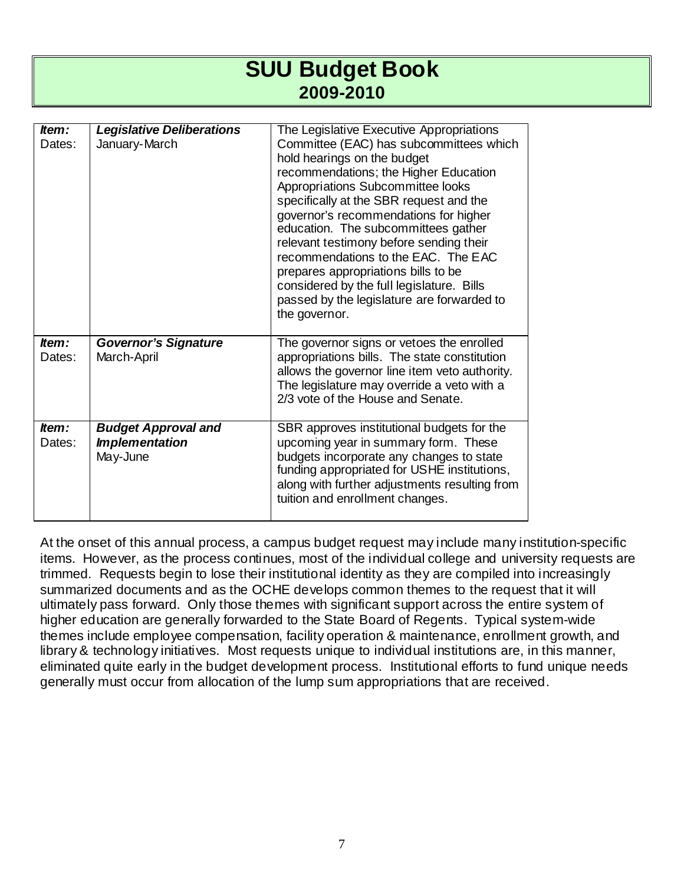| *Item:* Dates: | ***Legislative Deliberations*** January-March | The Legislative Executive Appropriations Committee (EAC) has subcommittees which hold hearings on the budget recommendations; the Higher Education Appropriations Subcommittee looks specifically at the SBR request and the governor's recommendations for higher education. The subcommittees gather relevant testimony before sending their recommendations to the EAC. The EAC prepares appropriations bills to be considered by the full legislature. Bills passed by the legislature are forwarded to the governor. |
|---|---|---|
| *Item:* Dates: | ***Governor's Signature*** March-April | The governor signs or vetoes the enrolled appropriations bills. The state constitution allows the governor line item veto authority. The legislature may override a veto with a 2/3 vote of the House and Senate. |
| *Item:* Dates: | ***Budget Approval and Implementation*** May-June | SBR approves institutional budgets for the upcoming year in summary form. These budgets incorporate any changes to state funding appropriated for USHE institutions, along with further adjustments resulting from tuition and enrollment changes. |

At the onset of this annual process, a campus budget request may include many institution-specific items. However, as the process continues, most of the individual college and university requests are trimmed. Requests begin to lose their institutional identity as they are compiled into increasingly summarized documents and as the OCHE develops common themes to the request that it will ultimately pass forward. Only those themes with significant support across the entire system of higher education are generally forwarded to the State Board of Regents. Typical system-wide themes include employee compensation, facility operation & maintenance, enrollment growth, and library & technology initiatives. Most requests unique to individual institutions are, in this manner, eliminated quite early in the budget development process. Institutional efforts to fund unique needs generally must occur from allocation of the lump sum appropriations that are received.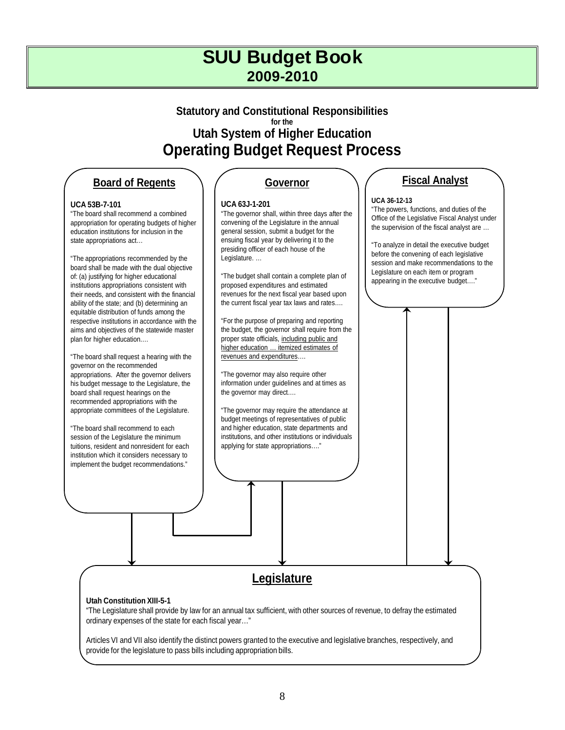# SUU Budget Book
## 2009-2010

### Statutory and Constitutional Responsibilities
for the
### Utah System of Higher Education
## Operating Budget Request Process

### Board of Regents

**UCA 53B-7-101**

"The board shall recommend a combined appropriation for operating budgets of higher education institutions for inclusion in the state appropriations act…

"The appropriations recommended by the board shall be made with the dual objective of: (a) justifying for higher educational institutions appropriations consistent with their needs, and consistent with the financial ability of the state; and (b) determining an equitable distribution of funds among the respective institutions in accordance with the aims and objectives of the statewide master plan for higher education.…

"The board shall request a hearing with the governor on the recommended appropriations. After the governor delivers his budget message to the Legislature, the board shall request hearings on the recommended appropriations with the appropriate committees of the Legislature.

"The board shall recommend to each session of the Legislature the minimum tuitions, resident and nonresident for each institution which it considers necessary to implement the budget recommendations."

### Governor

**UCA 63J-1-201**

"The governor shall, within three days after the convening of the Legislature in the annual general session, submit a budget for the ensuing fiscal year by delivering it to the presiding officer of each house of the Legislature. …

"The budget shall contain a complete plan of proposed expenditures and estimated revenues for the next fiscal year based upon the current fiscal year tax laws and rates….

"For the purpose of preparing and reporting the budget, the governor shall require from the proper state officials, <u>including public and higher education … itemized estimates of revenues and expenditures</u>….

"The governor may also require other information under guidelines and at times as the governor may direct….

"The governor may require the attendance at budget meetings of representatives of public and higher education, state departments and institutions, and other institutions or individuals applying for state appropriations…."

### Fiscal Analyst

**UCA 36-12-13**

"The powers, functions, and duties of the Office of the Legislative Fiscal Analyst under the supervision of the fiscal analyst are …

"To analyze in detail the executive budget before the convening of each legislative session and make recommendations to the Legislature on each item or program appearing in the executive budget…."

### Legislature

**Utah Constitution XIII-5-1**

"The Legislature shall provide by law for an annual tax sufficient, with other sources of revenue, to defray the estimated ordinary expenses of the state for each fiscal year…"

Articles VI and VII also identify the distinct powers granted to the executive and legislative branches, respectively, and provide for the legislature to pass bills including appropriation bills.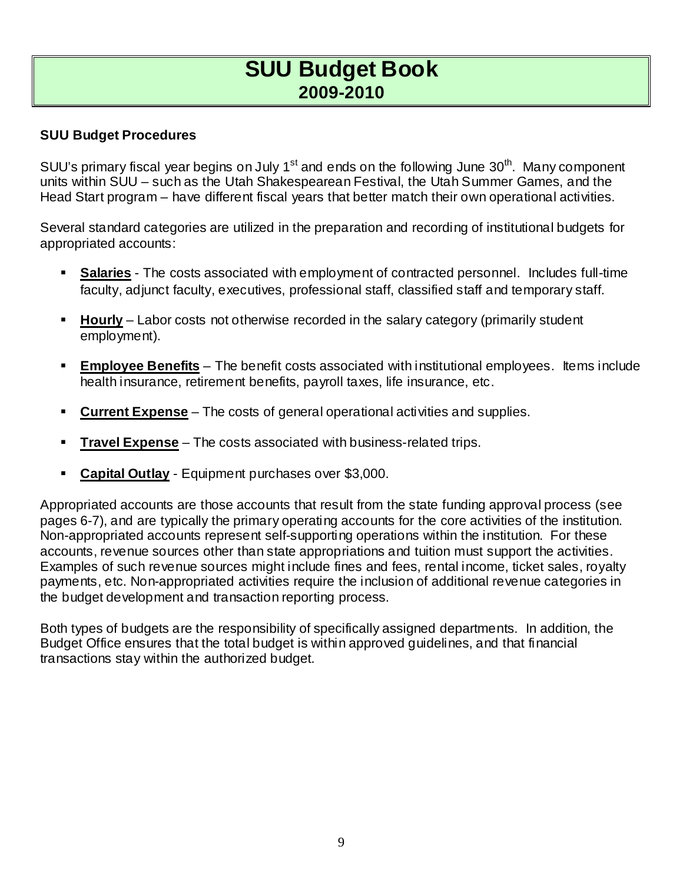# SUU Budget Book
## 2009-2010

### SUU Budget Procedures

SUU's primary fiscal year begins on July 1st and ends on the following June 30th. Many component units within SUU – such as the Utah Shakespearean Festival, the Utah Summer Games, and the Head Start program – have different fiscal years that better match their own operational activities.

Several standard categories are utilized in the preparation and recording of institutional budgets for appropriated accounts:

- **Salaries** - The costs associated with employment of contracted personnel. Includes full-time faculty, adjunct faculty, executives, professional staff, classified staff and temporary staff.
- **Hourly** – Labor costs not otherwise recorded in the salary category (primarily student employment).
- **Employee Benefits** – The benefit costs associated with institutional employees. Items include health insurance, retirement benefits, payroll taxes, life insurance, etc.
- **Current Expense** – The costs of general operational activities and supplies.
- **Travel Expense** – The costs associated with business-related trips.
- **Capital Outlay** - Equipment purchases over $3,000.

Appropriated accounts are those accounts that result from the state funding approval process (see pages 6-7), and are typically the primary operating accounts for the core activities of the institution. Non-appropriated accounts represent self-supporting operations within the institution. For these accounts, revenue sources other than state appropriations and tuition must support the activities. Examples of such revenue sources might include fines and fees, rental income, ticket sales, royalty payments, etc. Non-appropriated activities require the inclusion of additional revenue categories in the budget development and transaction reporting process.

Both types of budgets are the responsibility of specifically assigned departments. In addition, the Budget Office ensures that the total budget is within approved guidelines, and that financial transactions stay within the authorized budget.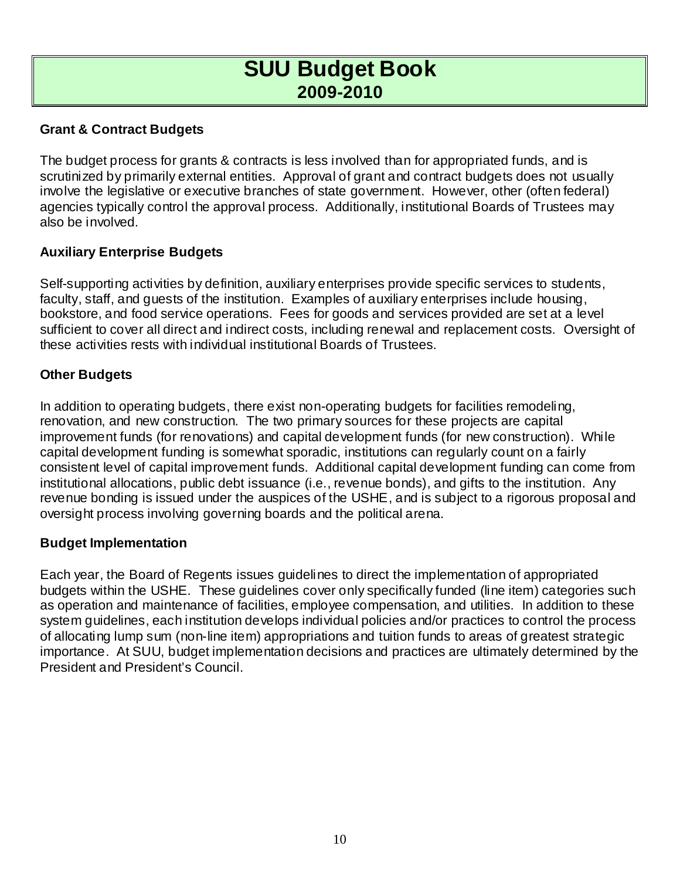# SUU Budget Book
## 2009-2010

### Grant & Contract Budgets

The budget process for grants & contracts is less involved than for appropriated funds, and is scrutinized by primarily external entities. Approval of grant and contract budgets does not usually involve the legislative or executive branches of state government. However, other (often federal) agencies typically control the approval process. Additionally, institutional Boards of Trustees may also be involved.

### Auxiliary Enterprise Budgets

Self-supporting activities by definition, auxiliary enterprises provide specific services to students, faculty, staff, and guests of the institution. Examples of auxiliary enterprises include housing, bookstore, and food service operations. Fees for goods and services provided are set at a level sufficient to cover all direct and indirect costs, including renewal and replacement costs. Oversight of these activities rests with individual institutional Boards of Trustees.

### Other Budgets

In addition to operating budgets, there exist non-operating budgets for facilities remodeling, renovation, and new construction. The two primary sources for these projects are capital improvement funds (for renovations) and capital development funds (for new construction). While capital development funding is somewhat sporadic, institutions can regularly count on a fairly consistent level of capital improvement funds. Additional capital development funding can come from institutional allocations, public debt issuance (i.e., revenue bonds), and gifts to the institution. Any revenue bonding is issued under the auspices of the USHE, and is subject to a rigorous proposal and oversight process involving governing boards and the political arena.

### Budget Implementation

Each year, the Board of Regents issues guidelines to direct the implementation of appropriated budgets within the USHE. These guidelines cover only specifically funded (line item) categories such as operation and maintenance of facilities, employee compensation, and utilities. In addition to these system guidelines, each institution develops individual policies and/or practices to control the process of allocating lump sum (non-line item) appropriations and tuition funds to areas of greatest strategic importance. At SUU, budget implementation decisions and practices are ultimately determined by the President and President's Council.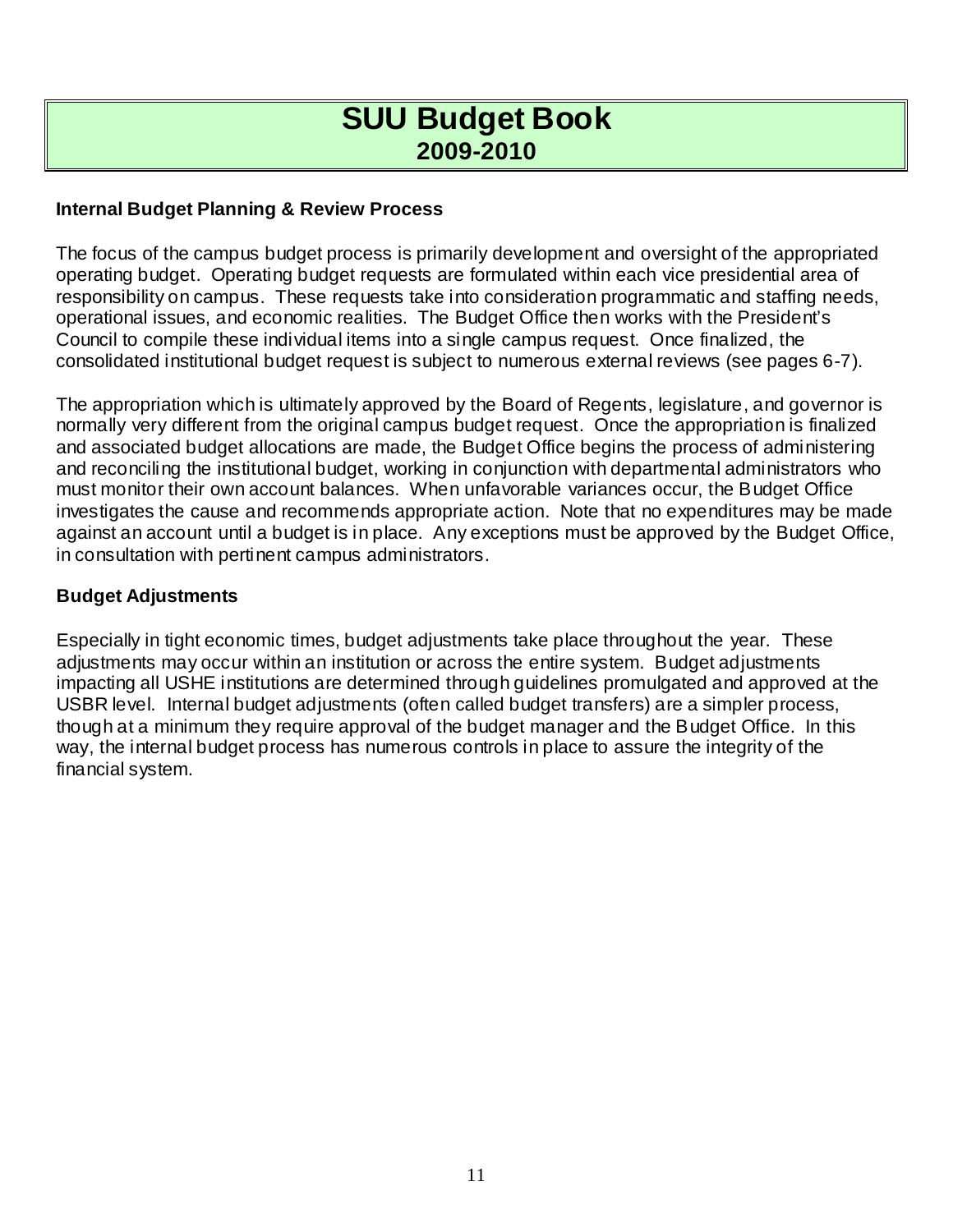# SUU Budget Book
## 2009-2010

### Internal Budget Planning & Review Process

The focus of the campus budget process is primarily development and oversight of the appropriated operating budget. Operating budget requests are formulated within each vice presidential area of responsibility on campus. These requests take into consideration programmatic and staffing needs, operational issues, and economic realities. The Budget Office then works with the President's Council to compile these individual items into a single campus request. Once finalized, the consolidated institutional budget request is subject to numerous external reviews (see pages 6-7).

The appropriation which is ultimately approved by the Board of Regents, legislature, and governor is normally very different from the original campus budget request. Once the appropriation is finalized and associated budget allocations are made, the Budget Office begins the process of administering and reconciling the institutional budget, working in conjunction with departmental administrators who must monitor their own account balances. When unfavorable variances occur, the Budget Office investigates the cause and recommends appropriate action. Note that no expenditures may be made against an account until a budget is in place. Any exceptions must be approved by the Budget Office, in consultation with pertinent campus administrators.

### Budget Adjustments

Especially in tight economic times, budget adjustments take place throughout the year. These adjustments may occur within an institution or across the entire system. Budget adjustments impacting all USHE institutions are determined through guidelines promulgated and approved at the USBR level. Internal budget adjustments (often called budget transfers) are a simpler process, though at a minimum they require approval of the budget manager and the Budget Office. In this way, the internal budget process has numerous controls in place to assure the integrity of the financial system.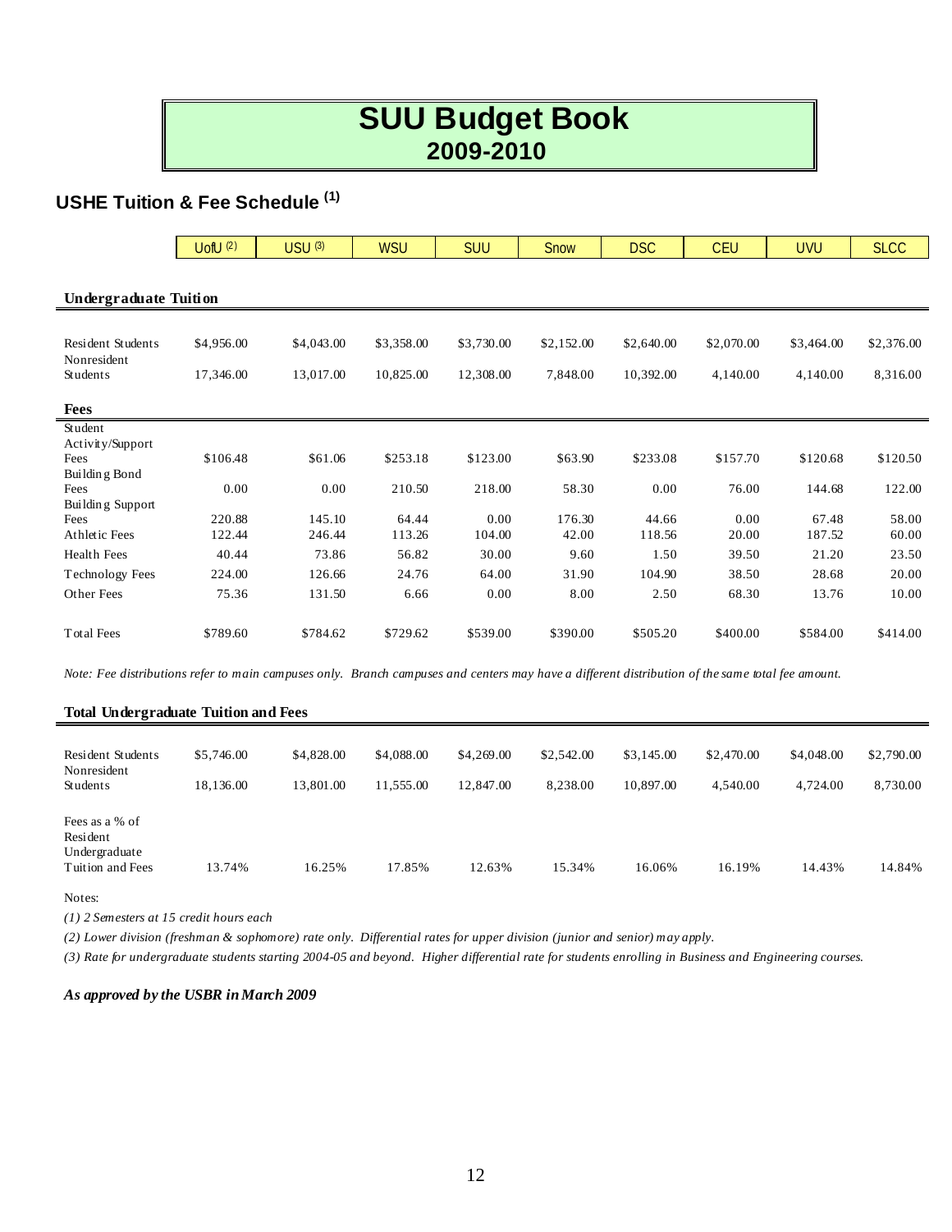# SUU Budget Book
## 2009-2010

## USHE Tuition & Fee Schedule [1]

| | UofU [2] | USU [3] | WSU | SUU | Snow | DSC | CEU | UVU | SLCC |
|---|---|---|---|---|---|---|---|---|---|
| **Undergraduate Tuition** | | | | | | | | | |
| Resident Students | $4,956.00 | $4,043.00 | $3,358.00 | $3,730.00 | $2,152.00 | $2,640.00 | $2,070.00 | $3,464.00 | $2,376.00 |
| Nonresident Students | 17,346.00 | 13,017.00 | 10,825.00 | 12,308.00 | 7,848.00 | 10,392.00 | 4,140.00 | 4,140.00 | 8,316.00 |
| **Fees** | | | | | | | | | |
| Student Activity/Support Fees | $106.48 | $61.06 | $253.18 | $123.00 | $63.90 | $233.08 | $157.70 | $120.68 | $120.50 |
| Building Bond Fees | 0.00 | 0.00 | 210.50 | 218.00 | 58.30 | 0.00 | 76.00 | 144.68 | 122.00 |
| Building Support Fees | 220.88 | 145.10 | 64.44 | 0.00 | 176.30 | 44.66 | 0.00 | 67.48 | 58.00 |
| Athletic Fees | 122.44 | 246.44 | 113.26 | 104.00 | 42.00 | 118.56 | 20.00 | 187.52 | 60.00 |
| Health Fees | 40.44 | 73.86 | 56.82 | 30.00 | 9.60 | 1.50 | 39.50 | 21.20 | 23.50 |
| Technology Fees | 224.00 | 126.66 | 24.76 | 64.00 | 31.90 | 104.90 | 38.50 | 28.68 | 20.00 |
| Other Fees | 75.36 | 131.50 | 6.66 | 0.00 | 8.00 | 2.50 | 68.30 | 13.76 | 10.00 |
| Total Fees | $789.60 | $784.62 | $729.62 | $539.00 | $390.00 | $505.20 | $400.00 | $584.00 | $414.00 |

*Note: Fee distributions refer to main campuses only. Branch campuses and centers may have a different distribution of the same total fee amount.*

| **Total Undergraduate Tuition and Fees** | UofU | USU | WSU | SUU | Snow | DSC | CEU | UVU | SLCC |
|---|---|---|---|---|---|---|---|---|---|
| Resident Students | $5,746.00 | $4,828.00 | $4,088.00 | $4,269.00 | $2,542.00 | $3,145.00 | $2,470.00 | $4,048.00 | $2,790.00 |
| Nonresident Students | 18,136.00 | 13,801.00 | 11,555.00 | 12,847.00 | 8,238.00 | 10,897.00 | 4,540.00 | 4,724.00 | 8,730.00 |
| Fees as a % of Resident Undergraduate Tuition and Fees | 13.74% | 16.25% | 17.85% | 12.63% | 15.34% | 16.06% | 16.19% | 14.43% | 14.84% |

Notes:

*(1) 2 Semesters at 15 credit hours each*

*(2) Lower division (freshman & sophomore) rate only. Differential rates for upper division (junior and senior) may apply.*

*(3) Rate for undergraduate students starting 2004-05 and beyond. Higher differential rate for students enrolling in Business and Engineering courses.*

***As approved by the USBR in March 2009***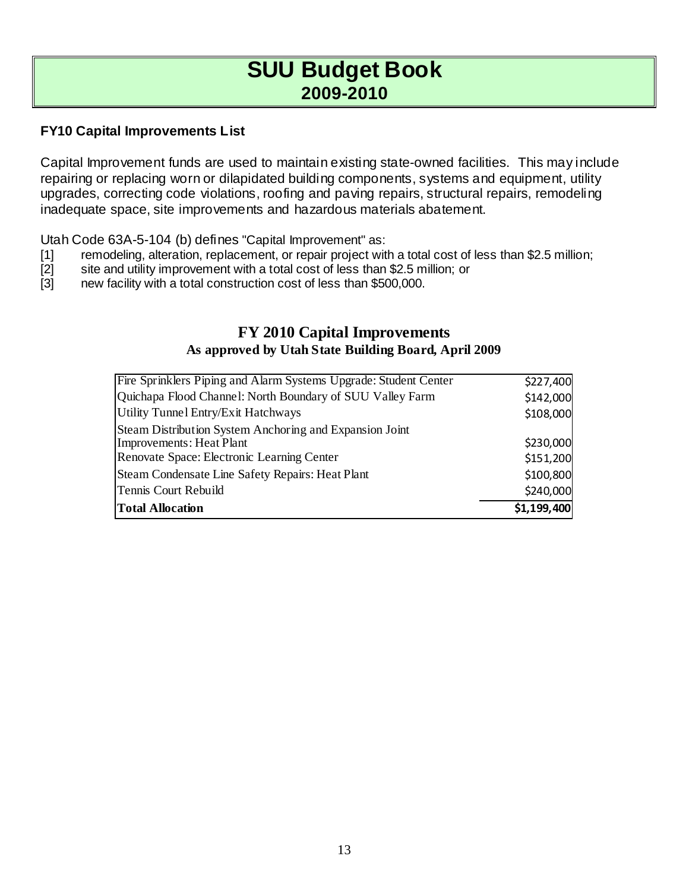# SUU Budget Book
## 2009-2010

### FY10 Capital Improvements List

Capital Improvement funds are used to maintain existing state-owned facilities. This may include repairing or replacing worn or dilapidated building components, systems and equipment, utility upgrades, correcting code violations, roofing and paving repairs, structural repairs, remodeling inadequate space, site improvements and hazardous materials abatement.

Utah Code 63A-5-104 (b) defines "Capital Improvement" as:

[1] remodeling, alteration, replacement, or repair project with a total cost of less than $2.5 million;
[2] site and utility improvement with a total cost of less than $2.5 million; or
[3] new facility with a total construction cost of less than $500,000.

## FY 2010 Capital Improvements

**As approved by Utah State Building Board, April 2009**

| Project | Amount |
|---|---|
| Fire Sprinklers Piping and Alarm Systems Upgrade: Student Center | $227,400 |
| Quichapa Flood Channel: North Boundary of SUU Valley Farm | $142,000 |
| Utility Tunnel Entry/Exit Hatchways | $108,000 |
| Steam Distribution System Anchoring and Expansion Joint Improvements: Heat Plant | $230,000 |
| Renovate Space: Electronic Learning Center | $151,200 |
| Steam Condensate Line Safety Repairs: Heat Plant | $100,800 |
| Tennis Court Rebuild | $240,000 |
| **Total Allocation** | **$1,199,400** |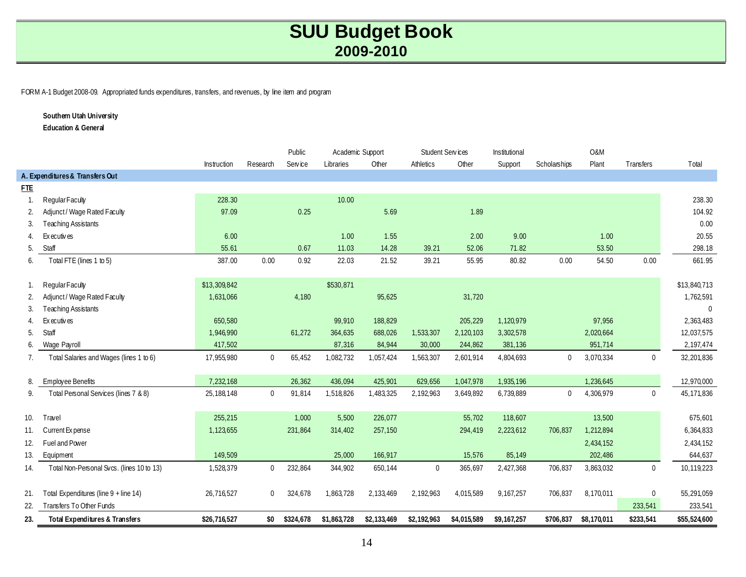# SUU Budget Book
## 2009-2010

FORM A-1 Budget 2008-09. Appropriated funds expenditures, transfers, and revenues, by line item and program

**Southern Utah University**
**Education & General**

| | | Instruction | Research | Public Service | Academic Support | | Student Services | | Institutional Support | Scholarships | O&M Plant | Transfers | Total |
|---|---|---|---|---|---|---|---|---|---|---|---|---|---|
| | | | | | Libraries | Other | Athletics | Other | | | | | |
| **A. Expenditures & Transfers Out** | | | | | | | | | | | | | |
| **FTE** | | | | | | | | | | | | | |
| 1. | Regular Faculty | 228.30 | | | 10.00 | | | | | | | | 238.30 |
| 2. | Adjunct / Wage Rated Faculty | 97.09 | | 0.25 | | 5.69 | | 1.89 | | | | | 104.92 |
| 3. | Teaching Assistants | | | | | | | | | | | | 0.00 |
| 4. | Executives | 6.00 | | | 1.00 | 1.55 | | 2.00 | 9.00 | | 1.00 | | 20.55 |
| 5. | Staff | 55.61 | | 0.67 | 11.03 | 14.28 | 39.21 | 52.06 | 71.82 | | 53.50 | | 298.18 |
| 6. | Total FTE (lines 1 to 5) | 387.00 | 0.00 | 0.92 | 22.03 | 21.52 | 39.21 | 55.95 | 80.82 | 0.00 | 54.50 | 0.00 | 661.95 |
| | | | | | | | | | | | | | |
| 1. | Regular Faculty | $13,309,842 | | | $530,871 | | | | | | | | $13,840,713 |
| 2. | Adjunct / Wage Rated Faculty | 1,631,066 | | 4,180 | | 95,625 | | 31,720 | | | | | 1,762,591 |
| 3. | Teaching Assistants | | | | | | | | | | | | 0 |
| 4. | Executives | 650,580 | | | 99,910 | 188,829 | | 205,229 | 1,120,979 | | 97,956 | | 2,363,483 |
| 5. | Staff | 1,946,990 | | 61,272 | 364,635 | 688,026 | 1,533,307 | 2,120,103 | 3,302,578 | | 2,020,664 | | 12,037,575 |
| 6. | Wage Payroll | 417,502 | | | 87,316 | 84,944 | 30,000 | 244,862 | 381,136 | | 951,714 | | 2,197,474 |
| 7. | Total Salaries and Wages (lines 1 to 6) | 17,955,980 | 0 | 65,452 | 1,082,732 | 1,057,424 | 1,563,307 | 2,601,914 | 4,804,693 | 0 | 3,070,334 | 0 | 32,201,836 |
| | | | | | | | | | | | | | |
| 8. | Employee Benefits | 7,232,168 | | 26,362 | 436,094 | 425,901 | 629,656 | 1,047,978 | 1,935,196 | | 1,236,645 | | 12,970,000 |
| 9. | Total Personal Services (lines 7 & 8) | 25,188,148 | 0 | 91,814 | 1,518,826 | 1,483,325 | 2,192,963 | 3,649,892 | 6,739,889 | 0 | 4,306,979 | 0 | 45,171,836 |
| | | | | | | | | | | | | | |
| 10. | Travel | 255,215 | | 1,000 | 5,500 | 226,077 | | 55,702 | 118,607 | | 13,500 | | 675,601 |
| 11. | Current Expense | 1,123,655 | | 231,864 | 314,402 | 257,150 | | 294,419 | 2,223,612 | 706,837 | 1,212,894 | | 6,364,833 |
| 12. | Fuel and Power | | | | | | | | | | 2,434,152 | | 2,434,152 |
| 13. | Equipment | 149,509 | | | 25,000 | 166,917 | | 15,576 | 85,149 | | 202,486 | | 644,637 |
| 14. | Total Non-Personal Svcs. (lines 10 to 13) | 1,528,379 | 0 | 232,864 | 344,902 | 650,144 | 0 | 365,697 | 2,427,368 | 706,837 | 3,863,032 | 0 | 10,119,223 |
| | | | | | | | | | | | | | |
| 21. | Total Expenditures (line 9 + line 14) | 26,716,527 | 0 | 324,678 | 1,863,728 | 2,133,469 | 2,192,963 | 4,015,589 | 9,167,257 | 706,837 | 8,170,011 | 0 | 55,291,059 |
| 22. | Transfers To Other Funds | | | | | | | | | | | 233,541 | 233,541 |
| **23.** | **Total Expenditures & Transfers** | **$26,716,527** | **$0** | **$324,678** | **$1,863,728** | **$2,133,469** | **$2,192,963** | **$4,015,589** | **$9,167,257** | **$706,837** | **$8,170,011** | **$233,541** | **$55,524,600** |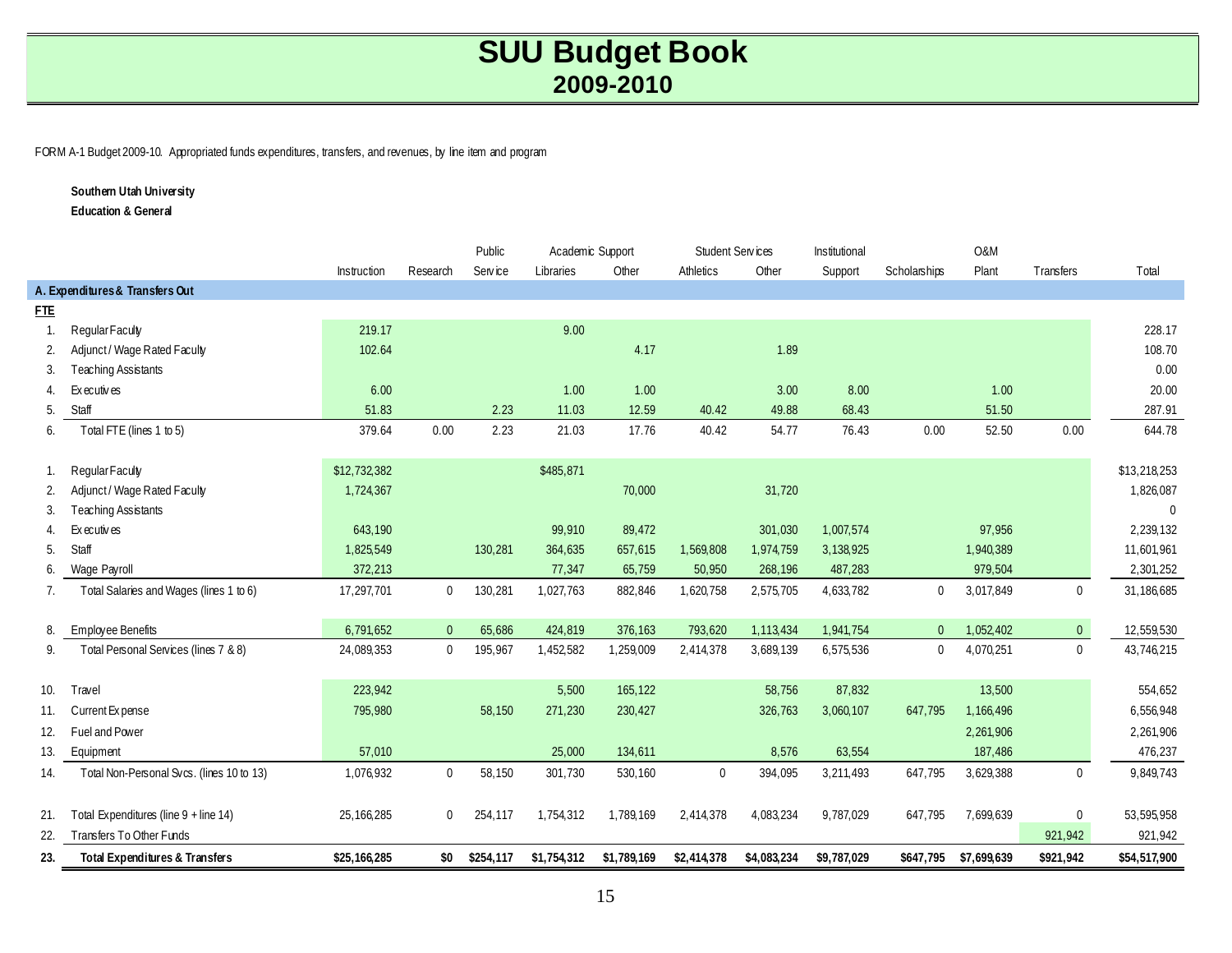# SUU Budget Book
## 2009-2010

FORM A-1 Budget 2009-10. Appropriated funds expenditures, transfers, and revenues, by line item and program

**Southern Utah University**
**Education & General**

| | | Instruction | Research | Public Service | Academic Support | | Student Services | | Institutional Support | Scholarships | O&M Plant | Transfers | Total |
|---|---|---|---|---|---|---|---|---|---|---|---|---|---|
| | | | | | Libraries | Other | Athletics | Other | | | | | |
| **A. Expenditures & Transfers Out** | | | | | | | | | | | | | |
| **FTE** | | | | | | | | | | | | | |
| 1. | Regular Faculty | 219.17 | | | 9.00 | | | | | | | | 228.17 |
| 2. | Adjunct / Wage Rated Faculty | 102.64 | | | | 4.17 | | 1.89 | | | | | 108.70 |
| 3. | Teaching Assistants | | | | | | | | | | | | 0.00 |
| 4. | Executives | 6.00 | | | 1.00 | 1.00 | | 3.00 | 8.00 | | 1.00 | | 20.00 |
| 5. | Staff | 51.83 | | 2.23 | 11.03 | 12.59 | 40.42 | 49.88 | 68.43 | | 51.50 | | 287.91 |
| 6. | Total FTE (lines 1 to 5) | 379.64 | 0.00 | 2.23 | 21.03 | 17.76 | 40.42 | 54.77 | 76.43 | 0.00 | 52.50 | 0.00 | 644.78 |
| | | | | | | | | | | | | | |
| 1. | Regular Faculty | $12,732,382 | | | $485,871 | | | | | | | | $13,218,253 |
| 2. | Adjunct / Wage Rated Faculty | 1,724,367 | | | | 70,000 | | 31,720 | | | | | 1,826,087 |
| 3. | Teaching Assistants | | | | | | | | | | | | 0 |
| 4. | Executives | 643,190 | | | 99,910 | 89,472 | | 301,030 | 1,007,574 | | 97,956 | | 2,239,132 |
| 5. | Staff | 1,825,549 | | 130,281 | 364,635 | 657,615 | 1,569,808 | 1,974,759 | 3,138,925 | | 1,940,389 | | 11,601,961 |
| 6. | Wage Payroll | 372,213 | | | 77,347 | 65,759 | 50,950 | 268,196 | 487,283 | | 979,504 | | 2,301,252 |
| 7. | Total Salaries and Wages (lines 1 to 6) | 17,297,701 | 0 | 130,281 | 1,027,763 | 882,846 | 1,620,758 | 2,575,705 | 4,633,782 | 0 | 3,017,849 | 0 | 31,186,685 |
| | | | | | | | | | | | | | |
| 8. | Employee Benefits | 6,791,652 | 0 | 65,686 | 424,819 | 376,163 | 793,620 | 1,113,434 | 1,941,754 | 0 | 1,052,402 | 0 | 12,559,530 |
| 9. | Total Personal Services (lines 7 & 8) | 24,089,353 | 0 | 195,967 | 1,452,582 | 1,259,009 | 2,414,378 | 3,689,139 | 6,575,536 | 0 | 4,070,251 | 0 | 43,746,215 |
| | | | | | | | | | | | | | |
| 10. | Travel | 223,942 | | | 5,500 | 165,122 | | 58,756 | 87,832 | | 13,500 | | 554,652 |
| 11. | Current Expense | 795,980 | | 58,150 | 271,230 | 230,427 | | 326,763 | 3,060,107 | 647,795 | 1,166,496 | | 6,556,948 |
| 12. | Fuel and Power | | | | | | | | | | 2,261,906 | | 2,261,906 |
| 13. | Equipment | 57,010 | | | 25,000 | 134,611 | | 8,576 | 63,554 | | 187,486 | | 476,237 |
| 14. | Total Non-Personal Svcs. (lines 10 to 13) | 1,076,932 | 0 | 58,150 | 301,730 | 530,160 | 0 | 394,095 | 3,211,493 | 647,795 | 3,629,388 | 0 | 9,849,743 |
| | | | | | | | | | | | | | |
| 21. | Total Expenditures (line 9 + line 14) | 25,166,285 | 0 | 254,117 | 1,754,312 | 1,789,169 | 2,414,378 | 4,083,234 | 9,787,029 | 647,795 | 7,699,639 | 0 | 53,595,958 |
| 22. | Transfers To Other Funds | | | | | | | | | | | 921,942 | 921,942 |
| **23.** | **Total Expenditures & Transfers** | **$25,166,285** | **$0** | **$254,117** | **$1,754,312** | **$1,789,169** | **$2,414,378** | **$4,083,234** | **$9,787,029** | **$647,795** | **$7,699,639** | **$921,942** | **$54,517,900** |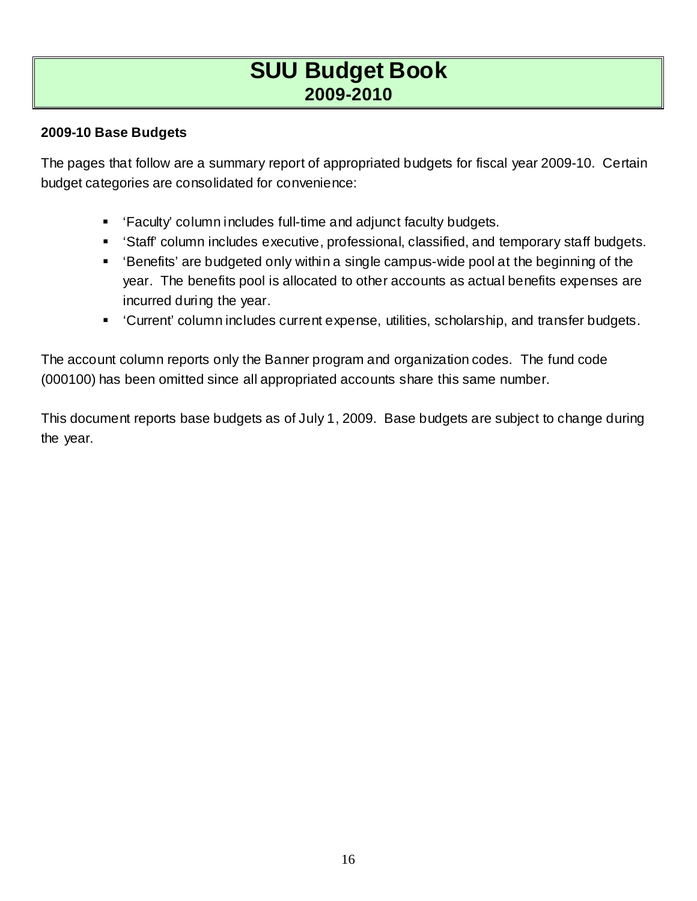# SUU Budget Book
## 2009-2010

### 2009-10 Base Budgets

The pages that follow are a summary report of appropriated budgets for fiscal year 2009-10. Certain budget categories are consolidated for convenience:

- 'Faculty' column includes full-time and adjunct faculty budgets.
- 'Staff' column includes executive, professional, classified, and temporary staff budgets.
- 'Benefits' are budgeted only within a single campus-wide pool at the beginning of the year. The benefits pool is allocated to other accounts as actual benefits expenses are incurred during the year.
- 'Current' column includes current expense, utilities, scholarship, and transfer budgets.

The account column reports only the Banner program and organization codes. The fund code (000100) has been omitted since all appropriated accounts share this same number.

This document reports base budgets as of July 1, 2009. Base budgets are subject to change during the year.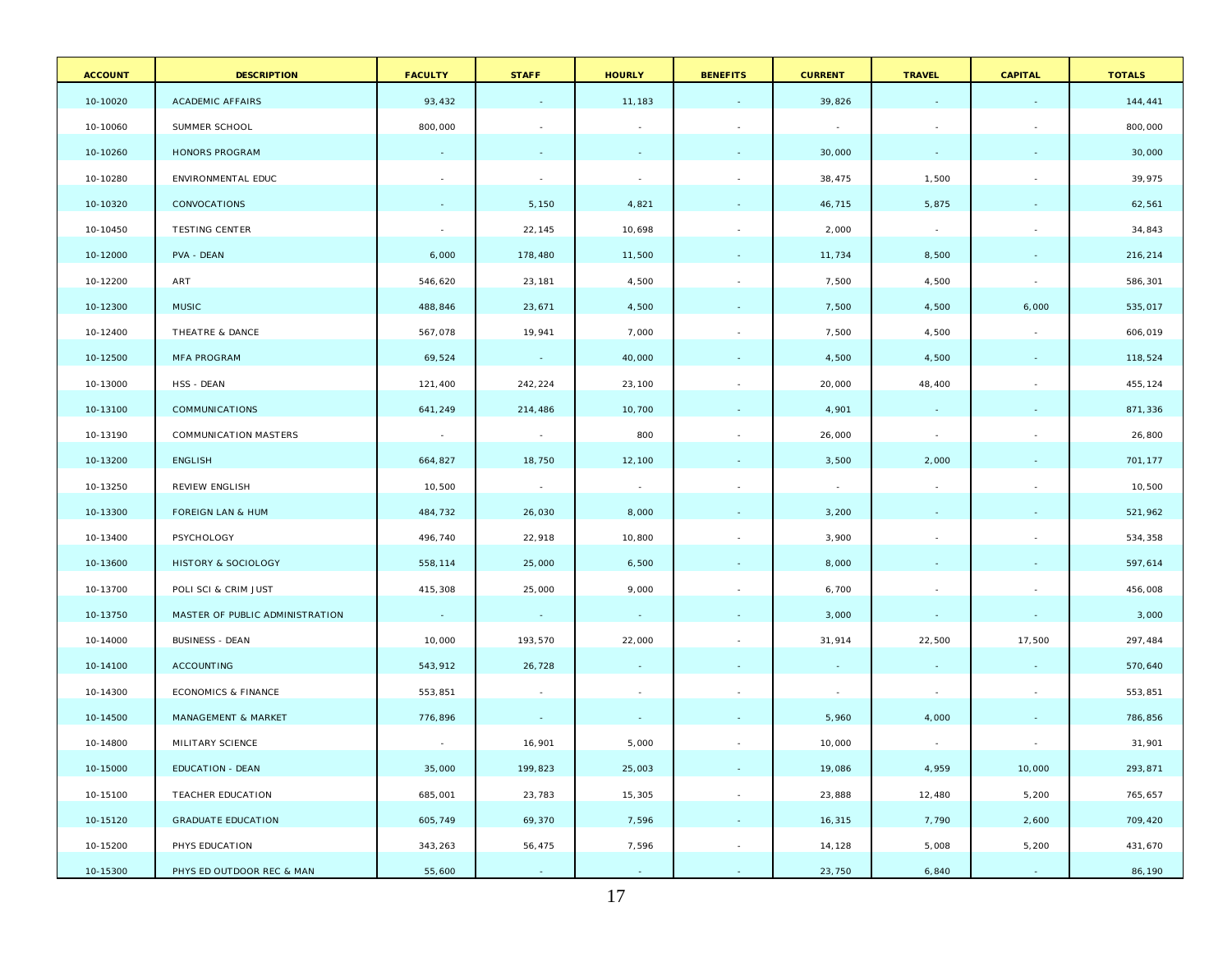| ACCOUNT | DESCRIPTION | FACULTY | STAFF | HOURLY | BENEFITS | CURRENT | TRAVEL | CAPITAL | TOTALS |
|---|---|---|---|---|---|---|---|---|---|
| 10-10020 | ACADEMIC AFFAIRS | 93,432 | - | 11,183 | - | 39,826 | - | - | 144,441 |
| 10-10060 | SUMMER SCHOOL | 800,000 | - | - | - | - | - | - | 800,000 |
| 10-10260 | HONORS PROGRAM | - | - | - | - | 30,000 | - | - | 30,000 |
| 10-10280 | ENVIRONMENTAL EDUC | - | - | - | - | 38,475 | 1,500 | - | 39,975 |
| 10-10320 | CONVOCATIONS | - | 5,150 | 4,821 | - | 46,715 | 5,875 | - | 62,561 |
| 10-10450 | TESTING CENTER | - | 22,145 | 10,698 | - | 2,000 | - | - | 34,843 |
| 10-12000 | PVA - DEAN | 6,000 | 178,480 | 11,500 | - | 11,734 | 8,500 | - | 216,214 |
| 10-12200 | ART | 546,620 | 23,181 | 4,500 | - | 7,500 | 4,500 | - | 586,301 |
| 10-12300 | MUSIC | 488,846 | 23,671 | 4,500 | - | 7,500 | 4,500 | 6,000 | 535,017 |
| 10-12400 | THEATRE & DANCE | 567,078 | 19,941 | 7,000 | - | 7,500 | 4,500 | - | 606,019 |
| 10-12500 | MFA PROGRAM | 69,524 | - | 40,000 | - | 4,500 | 4,500 | - | 118,524 |
| 10-13000 | HSS - DEAN | 121,400 | 242,224 | 23,100 | - | 20,000 | 48,400 | - | 455,124 |
| 10-13100 | COMMUNICATIONS | 641,249 | 214,486 | 10,700 | - | 4,901 | - | - | 871,336 |
| 10-13190 | COMMUNICATION MASTERS | - | - | 800 | - | 26,000 | - | - | 26,800 |
| 10-13200 | ENGLISH | 664,827 | 18,750 | 12,100 | - | 3,500 | 2,000 | - | 701,177 |
| 10-13250 | REVIEW ENGLISH | 10,500 | - | - | - | - | - | - | 10,500 |
| 10-13300 | FOREIGN LAN & HUM | 484,732 | 26,030 | 8,000 | - | 3,200 | - | - | 521,962 |
| 10-13400 | PSYCHOLOGY | 496,740 | 22,918 | 10,800 | - | 3,900 | - | - | 534,358 |
| 10-13600 | HISTORY & SOCIOLOGY | 558,114 | 25,000 | 6,500 | - | 8,000 | - | - | 597,614 |
| 10-13700 | POLI SCI & CRIM JUST | 415,308 | 25,000 | 9,000 | - | 6,700 | - | - | 456,008 |
| 10-13750 | MASTER OF PUBLIC ADMINISTRATION | - | - | - | - | 3,000 | - | - | 3,000 |
| 10-14000 | BUSINESS - DEAN | 10,000 | 193,570 | 22,000 | - | 31,914 | 22,500 | 17,500 | 297,484 |
| 10-14100 | ACCOUNTING | 543,912 | 26,728 | - | - | - | - | - | 570,640 |
| 10-14300 | ECONOMICS & FINANCE | 553,851 | - | - | - | - | - | - | 553,851 |
| 10-14500 | MANAGEMENT & MARKET | 776,896 | - | - | - | 5,960 | 4,000 | - | 786,856 |
| 10-14800 | MILITARY SCIENCE | - | 16,901 | 5,000 | - | 10,000 | - | - | 31,901 |
| 10-15000 | EDUCATION - DEAN | 35,000 | 199,823 | 25,003 | - | 19,086 | 4,959 | 10,000 | 293,871 |
| 10-15100 | TEACHER EDUCATION | 685,001 | 23,783 | 15,305 | - | 23,888 | 12,480 | 5,200 | 765,657 |
| 10-15120 | GRADUATE EDUCATION | 605,749 | 69,370 | 7,596 | - | 16,315 | 7,790 | 2,600 | 709,420 |
| 10-15200 | PHYS EDUCATION | 343,263 | 56,475 | 7,596 | - | 14,128 | 5,008 | 5,200 | 431,670 |
| 10-15300 | PHYS ED OUTDOOR REC & MAN | 55,600 | - | - | - | 23,750 | 6,840 | - | 86,190 |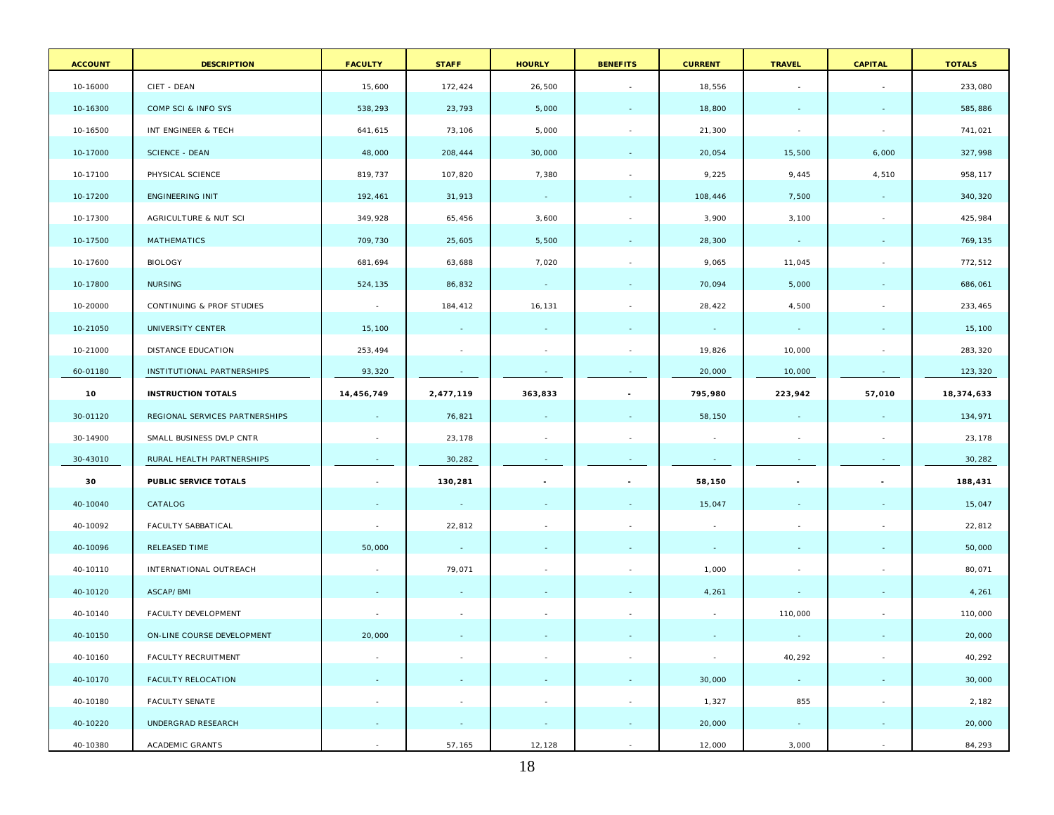| ACCOUNT | DESCRIPTION | FACULTY | STAFF | HOURLY | BENEFITS | CURRENT | TRAVEL | CAPITAL | TOTALS |
|---|---|---|---|---|---|---|---|---|---|
| 10-16000 | CIET - DEAN | 15,600 | 172,424 | 26,500 | - | 18,556 | - | - | 233,080 |
| 10-16300 | COMP SCI & INFO SYS | 538,293 | 23,793 | 5,000 | - | 18,800 | - | - | 585,886 |
| 10-16500 | INT ENGINEER & TECH | 641,615 | 73,106 | 5,000 | - | 21,300 | - | - | 741,021 |
| 10-17000 | SCIENCE - DEAN | 48,000 | 208,444 | 30,000 | - | 20,054 | 15,500 | 6,000 | 327,998 |
| 10-17100 | PHYSICAL SCIENCE | 819,737 | 107,820 | 7,380 | - | 9,225 | 9,445 | 4,510 | 958,117 |
| 10-17200 | ENGINEERING INIT | 192,461 | 31,913 | - | - | 108,446 | 7,500 | - | 340,320 |
| 10-17300 | AGRICULTURE & NUT SCI | 349,928 | 65,456 | 3,600 | - | 3,900 | 3,100 | - | 425,984 |
| 10-17500 | MATHEMATICS | 709,730 | 25,605 | 5,500 | - | 28,300 | - | - | 769,135 |
| 10-17600 | BIOLOGY | 681,694 | 63,688 | 7,020 | - | 9,065 | 11,045 | - | 772,512 |
| 10-17800 | NURSING | 524,135 | 86,832 | - | - | 70,094 | 5,000 | - | 686,061 |
| 10-20000 | CONTINUING & PROF STUDIES | - | 184,412 | 16,131 | - | 28,422 | 4,500 | - | 233,465 |
| 10-21050 | UNIVERSITY CENTER | 15,100 | - | - | - | - | - | - | 15,100 |
| 10-21000 | DISTANCE EDUCATION | 253,494 | - | - | - | 19,826 | 10,000 | - | 283,320 |
| 60-01180 | INSTITUTIONAL PARTNERSHIPS | 93,320 | - | - | - | 20,000 | 10,000 | - | 123,320 |
| **10** | **INSTRUCTION TOTALS** | **14,456,749** | **2,477,119** | **363,833** | **-** | **795,980** | **223,942** | **57,010** | **18,374,633** |
| 30-01120 | REGIONAL SERVICES PARTNERSHIPS | - | 76,821 | - | - | 58,150 | - | - | 134,971 |
| 30-14900 | SMALL BUSINESS DVLP CNTR | - | 23,178 | - | - | - | - | - | 23,178 |
| 30-43010 | RURAL HEALTH PARTNERSHIPS | - | 30,282 | - | - | - | - | - | 30,282 |
| **30** | **PUBLIC SERVICE TOTALS** | - | **130,281** | **-** | **-** | **58,150** | **-** | **-** | **188,431** |
| 40-10040 | CATALOG | - | - | - | - | 15,047 | - | - | 15,047 |
| 40-10092 | FACULTY SABBATICAL | - | 22,812 | - | - | - | - | - | 22,812 |
| 40-10096 | RELEASED TIME | 50,000 | - | - | - | - | - | - | 50,000 |
| 40-10110 | INTERNATIONAL OUTREACH | - | 79,071 | - | - | 1,000 | - | - | 80,071 |
| 40-10120 | ASCAP/BMI | - | - | - | - | 4,261 | - | - | 4,261 |
| 40-10140 | FACULTY DEVELOPMENT | - | - | - | - | - | 110,000 | - | 110,000 |
| 40-10150 | ON-LINE COURSE DEVELOPMENT | 20,000 | - | - | - | - | - | - | 20,000 |
| 40-10160 | FACULTY RECRUITMENT | - | - | - | - | - | 40,292 | - | 40,292 |
| 40-10170 | FACULTY RELOCATION | - | - | - | - | 30,000 | - | - | 30,000 |
| 40-10180 | FACULTY SENATE | - | - | - | - | 1,327 | 855 | - | 2,182 |
| 40-10220 | UNDERGRAD RESEARCH | - | - | - | - | 20,000 | - | - | 20,000 |
| 40-10380 | ACADEMIC GRANTS | - | 57,165 | 12,128 | - | 12,000 | 3,000 | - | 84,293 |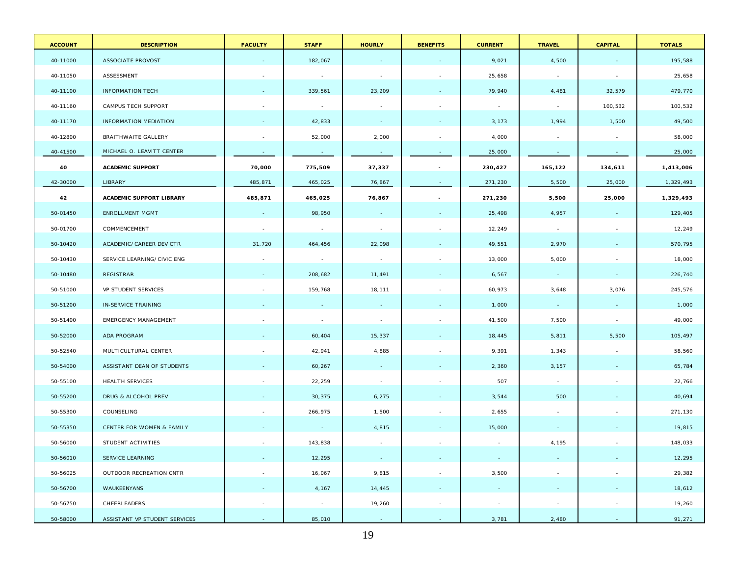| ACCOUNT | DESCRIPTION | FACULTY | STAFF | HOURLY | BENEFITS | CURRENT | TRAVEL | CAPITAL | TOTALS |
|---|---|---|---|---|---|---|---|---|---|
| 40-11000 | ASSOCIATE PROVOST | - | 182,067 | - | - | 9,021 | 4,500 | - | 195,588 |
| 40-11050 | ASSESSMENT | - | - | - | - | 25,658 | - | - | 25,658 |
| 40-11100 | INFORMATION TECH | - | 339,561 | 23,209 | - | 79,940 | 4,481 | 32,579 | 479,770 |
| 40-11160 | CAMPUS TECH SUPPORT | - | - | - | - | - | - | 100,532 | 100,532 |
| 40-11170 | INFORMATION MEDIATION | - | 42,833 | - | - | 3,173 | 1,994 | 1,500 | 49,500 |
| 40-12800 | BRAITHWAITE GALLERY | - | 52,000 | 2,000 | - | 4,000 | - | - | 58,000 |
| 40-41500 | MICHAEL O. LEAVITT CENTER | - | - | - | - | 25,000 | - | - | 25,000 |
| **40** | **ACADEMIC SUPPORT** | **70,000** | **775,509** | **37,337** | **-** | **230,427** | **165,122** | **134,611** | **1,413,006** |
| 42-30000 | LIBRARY | 485,871 | 465,025 | 76,867 | - | 271,230 | 5,500 | 25,000 | 1,329,493 |
| **42** | **ACADEMIC SUPPORT LIBRARY** | **485,871** | **465,025** | **76,867** | **-** | **271,230** | **5,500** | **25,000** | **1,329,493** |
| 50-01450 | ENROLLMENT MGMT | - | 98,950 | - | - | 25,498 | 4,957 | - | 129,405 |
| 50-01700 | COMMENCEMENT | - | - | - | - | 12,249 | - | - | 12,249 |
| 50-10420 | ACADEMIC/CAREER DEV CTR | 31,720 | 464,456 | 22,098 | - | 49,551 | 2,970 | - | 570,795 |
| 50-10430 | SERVICE LEARNING/CIVIC ENG | - | - | - | - | 13,000 | 5,000 | - | 18,000 |
| 50-10480 | REGISTRAR | - | 208,682 | 11,491 | - | 6,567 | - | - | 226,740 |
| 50-51000 | VP STUDENT SERVICES | - | 159,768 | 18,111 | - | 60,973 | 3,648 | 3,076 | 245,576 |
| 50-51200 | IN-SERVICE TRAINING | - | - | - | - | 1,000 | - | - | 1,000 |
| 50-51400 | EMERGENCY MANAGEMENT | - | - | - | - | 41,500 | 7,500 | - | 49,000 |
| 50-52000 | ADA PROGRAM | - | 60,404 | 15,337 | - | 18,445 | 5,811 | 5,500 | 105,497 |
| 50-52540 | MULTICULTURAL CENTER | - | 42,941 | 4,885 | - | 9,391 | 1,343 | - | 58,560 |
| 50-54000 | ASSISTANT DEAN OF STUDENTS | - | 60,267 | - | - | 2,360 | 3,157 | - | 65,784 |
| 50-55100 | HEALTH SERVICES | - | 22,259 | - | - | 507 | - | - | 22,766 |
| 50-55200 | DRUG & ALCOHOL PREV | - | 30,375 | 6,275 | - | 3,544 | 500 | - | 40,694 |
| 50-55300 | COUNSELING | - | 266,975 | 1,500 | - | 2,655 | - | - | 271,130 |
| 50-55350 | CENTER FOR WOMEN & FAMILY | - | - | 4,815 | - | 15,000 | - | - | 19,815 |
| 50-56000 | STUDENT ACTIVITIES | - | 143,838 | - | - | - | 4,195 | - | 148,033 |
| 50-56010 | SERVICE LEARNING | - | 12,295 | - | - | - | - | - | 12,295 |
| 50-56025 | OUTDOOR RECREATION CNTR | - | 16,067 | 9,815 | - | 3,500 | - | - | 29,382 |
| 50-56700 | WAUKEENYANS | - | 4,167 | 14,445 | - | - | - | - | 18,612 |
| 50-56750 | CHEERLEADERS | - | - | 19,260 | - | - | - | - | 19,260 |
| 50-58000 | ASSISTANT VP STUDENT SERVICES | - | 85,010 | - | - | 3,781 | 2,480 | - | 91,271 |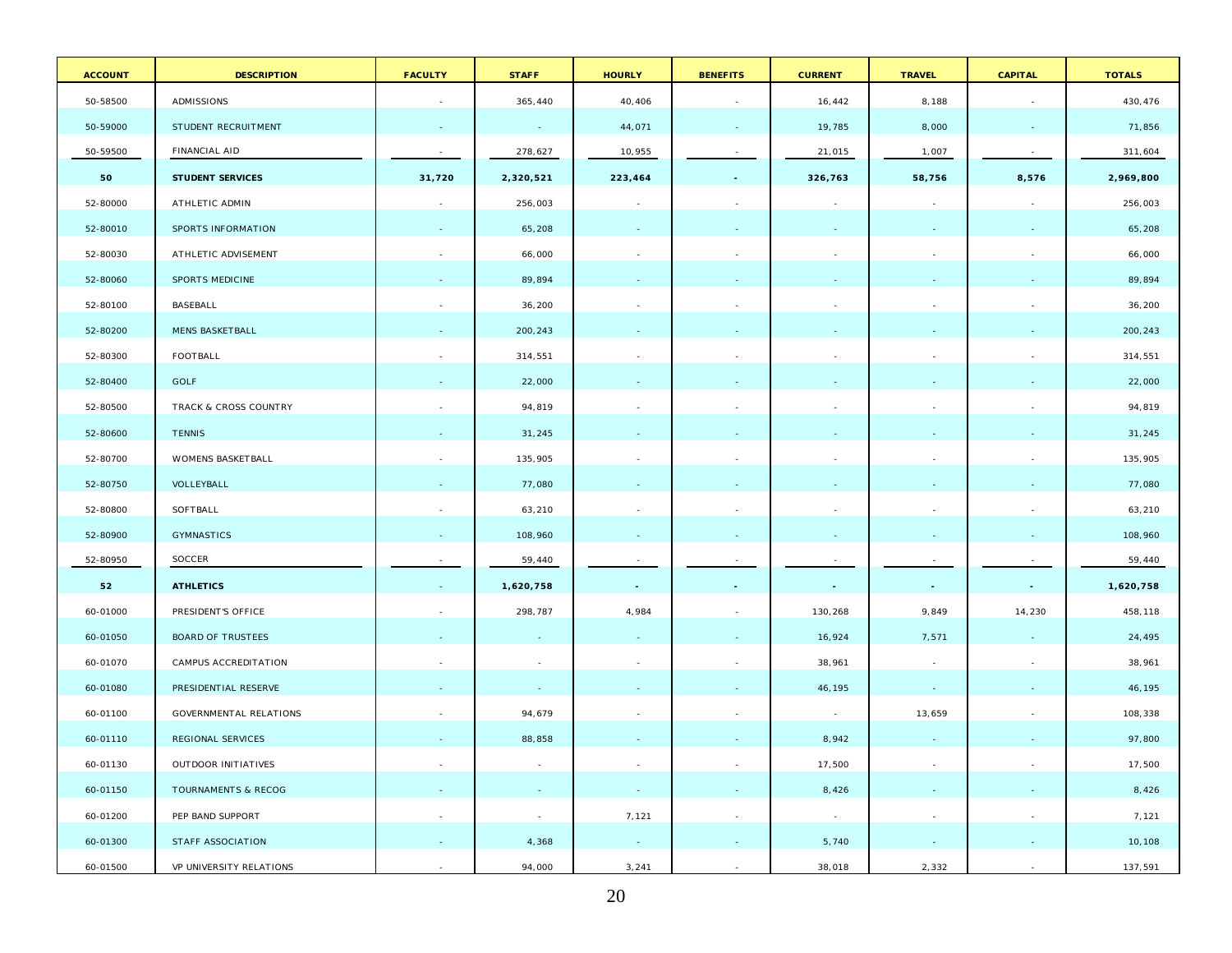| ACCOUNT | DESCRIPTION | FACULTY | STAFF | HOURLY | BENEFITS | CURRENT | TRAVEL | CAPITAL | TOTALS |
|---|---|---|---|---|---|---|---|---|---|
| 50-58500 | ADMISSIONS | - | 365,440 | 40,406 | - | 16,442 | 8,188 | - | 430,476 |
| 50-59000 | STUDENT RECRUITMENT | - | - | 44,071 | - | 19,785 | 8,000 | - | 71,856 |
| 50-59500 | FINANCIAL AID | - | 278,627 | 10,955 | - | 21,015 | 1,007 | - | 311,604 |
| **50** | **STUDENT SERVICES** | **31,720** | **2,320,521** | **223,464** | **-** | **326,763** | **58,756** | **8,576** | **2,969,800** |
| 52-80000 | ATHLETIC ADMIN | - | 256,003 | - | - | - | - | - | 256,003 |
| 52-80010 | SPORTS INFORMATION | - | 65,208 | - | - | - | - | - | 65,208 |
| 52-80030 | ATHLETIC ADVISEMENT | - | 66,000 | - | - | - | - | - | 66,000 |
| 52-80060 | SPORTS MEDICINE | - | 89,894 | - | - | - | - | - | 89,894 |
| 52-80100 | BASEBALL | - | 36,200 | - | - | - | - | - | 36,200 |
| 52-80200 | MENS BASKETBALL | - | 200,243 | - | - | - | - | - | 200,243 |
| 52-80300 | FOOTBALL | - | 314,551 | - | - | - | - | - | 314,551 |
| 52-80400 | GOLF | - | 22,000 | - | - | - | - | - | 22,000 |
| 52-80500 | TRACK & CROSS COUNTRY | - | 94,819 | - | - | - | - | - | 94,819 |
| 52-80600 | TENNIS | - | 31,245 | - | - | - | - | - | 31,245 |
| 52-80700 | WOMENS BASKETBALL | - | 135,905 | - | - | - | - | - | 135,905 |
| 52-80750 | VOLLEYBALL | - | 77,080 | - | - | - | - | - | 77,080 |
| 52-80800 | SOFTBALL | - | 63,210 | - | - | - | - | - | 63,210 |
| 52-80900 | GYMNASTICS | - | 108,960 | - | - | - | - | - | 108,960 |
| 52-80950 | SOCCER | - | 59,440 | - | - | - | - | - | 59,440 |
| **52** | **ATHLETICS** | **-** | **1,620,758** | **-** | **-** | **-** | **-** | **-** | **1,620,758** |
| 60-01000 | PRESIDENT'S OFFICE | - | 298,787 | 4,984 | - | 130,268 | 9,849 | 14,230 | 458,118 |
| 60-01050 | BOARD OF TRUSTEES | - | - | - | - | 16,924 | 7,571 | - | 24,495 |
| 60-01070 | CAMPUS ACCREDITATION | - | - | - | - | 38,961 | - | - | 38,961 |
| 60-01080 | PRESIDENTIAL RESERVE | - | - | - | - | 46,195 | - | - | 46,195 |
| 60-01100 | GOVERNMENTAL RELATIONS | - | 94,679 | - | - | - | 13,659 | - | 108,338 |
| 60-01110 | REGIONAL SERVICES | - | 88,858 | - | - | 8,942 | - | - | 97,800 |
| 60-01130 | OUTDOOR INITIATIVES | - | - | - | - | 17,500 | - | - | 17,500 |
| 60-01150 | TOURNAMENTS & RECOG | - | - | - | - | 8,426 | - | - | 8,426 |
| 60-01200 | PEP BAND SUPPORT | - | - | 7,121 | - | - | - | - | 7,121 |
| 60-01300 | STAFF ASSOCIATION | - | 4,368 | - | - | 5,740 | - | - | 10,108 |
| 60-01500 | VP UNIVERSITY RELATIONS | - | 94,000 | 3,241 | - | 38,018 | 2,332 | - | 137,591 |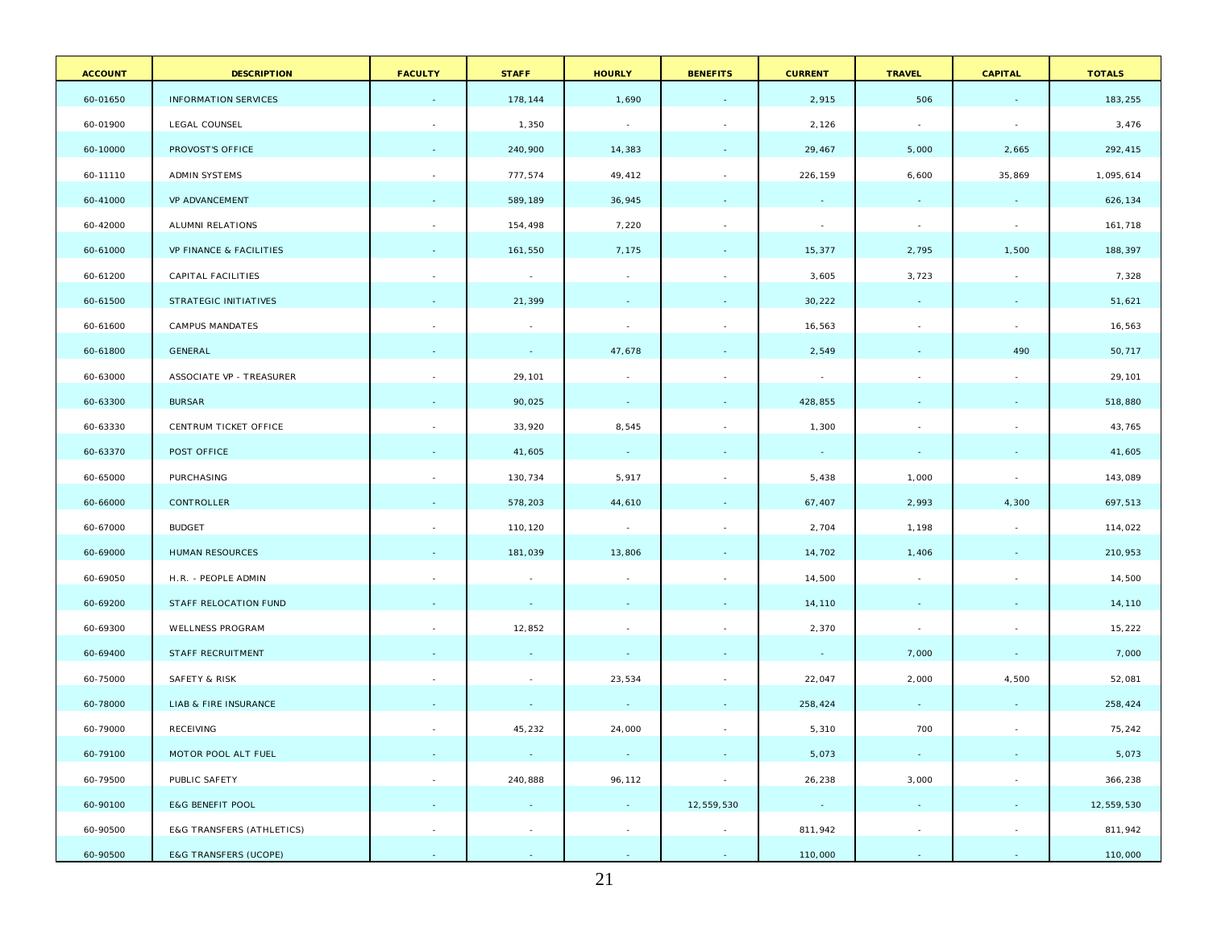| ACCOUNT | DESCRIPTION | FACULTY | STAFF | HOURLY | BENEFITS | CURRENT | TRAVEL | CAPITAL | TOTALS |
|---|---|---|---|---|---|---|---|---|---|
| 60-01650 | INFORMATION SERVICES | - | 178,144 | 1,690 | - | 2,915 | 506 | - | 183,255 |
| 60-01900 | LEGAL COUNSEL | - | 1,350 | - | - | 2,126 | - | - | 3,476 |
| 60-10000 | PROVOST'S OFFICE | - | 240,900 | 14,383 | - | 29,467 | 5,000 | 2,665 | 292,415 |
| 60-11110 | ADMIN SYSTEMS | - | 777,574 | 49,412 | - | 226,159 | 6,600 | 35,869 | 1,095,614 |
| 60-41000 | VP ADVANCEMENT | - | 589,189 | 36,945 | - | - | - | - | 626,134 |
| 60-42000 | ALUMNI RELATIONS | - | 154,498 | 7,220 | - | - | - | - | 161,718 |
| 60-61000 | VP FINANCE & FACILITIES | - | 161,550 | 7,175 | - | 15,377 | 2,795 | 1,500 | 188,397 |
| 60-61200 | CAPITAL FACILITIES | - | - | - | - | 3,605 | 3,723 | - | 7,328 |
| 60-61500 | STRATEGIC INITIATIVES | - | 21,399 | - | - | 30,222 | - | - | 51,621 |
| 60-61600 | CAMPUS MANDATES | - | - | - | - | 16,563 | - | - | 16,563 |
| 60-61800 | GENERAL | - | - | 47,678 | - | 2,549 | - | 490 | 50,717 |
| 60-63000 | ASSOCIATE VP - TREASURER | - | 29,101 | - | - | - | - | - | 29,101 |
| 60-63300 | BURSAR | - | 90,025 | - | - | 428,855 | - | - | 518,880 |
| 60-63330 | CENTRUM TICKET OFFICE | - | 33,920 | 8,545 | - | 1,300 | - | - | 43,765 |
| 60-63370 | POST OFFICE | - | 41,605 | - | - | - | - | - | 41,605 |
| 60-65000 | PURCHASING | - | 130,734 | 5,917 | - | 5,438 | 1,000 | - | 143,089 |
| 60-66000 | CONTROLLER | - | 578,203 | 44,610 | - | 67,407 | 2,993 | 4,300 | 697,513 |
| 60-67000 | BUDGET | - | 110,120 | - | - | 2,704 | 1,198 | - | 114,022 |
| 60-69000 | HUMAN RESOURCES | - | 181,039 | 13,806 | - | 14,702 | 1,406 | - | 210,953 |
| 60-69050 | H.R. - PEOPLE ADMIN | - | - | - | - | 14,500 | - | - | 14,500 |
| 60-69200 | STAFF RELOCATION FUND | - | - | - | - | 14,110 | - | - | 14,110 |
| 60-69300 | WELLNESS PROGRAM | - | 12,852 | - | - | 2,370 | - | - | 15,222 |
| 60-69400 | STAFF RECRUITMENT | - | - | - | - | - | 7,000 | - | 7,000 |
| 60-75000 | SAFETY & RISK | - | - | 23,534 | - | 22,047 | 2,000 | 4,500 | 52,081 |
| 60-78000 | LIAB & FIRE INSURANCE | - | - | - | - | 258,424 | - | - | 258,424 |
| 60-79000 | RECEIVING | - | 45,232 | 24,000 | - | 5,310 | 700 | - | 75,242 |
| 60-79100 | MOTOR POOL ALT FUEL | - | - | - | - | 5,073 | - | - | 5,073 |
| 60-79500 | PUBLIC SAFETY | - | 240,888 | 96,112 | - | 26,238 | 3,000 | - | 366,238 |
| 60-90100 | E&G BENEFIT POOL | - | - | - | 12,559,530 | - | - | - | 12,559,530 |
| 60-90500 | E&G TRANSFERS (ATHLETICS) | - | - | - | - | 811,942 | - | - | 811,942 |
| 60-90500 | E&G TRANSFERS (UCOPE) | - | - | - | - | 110,000 | - | - | 110,000 |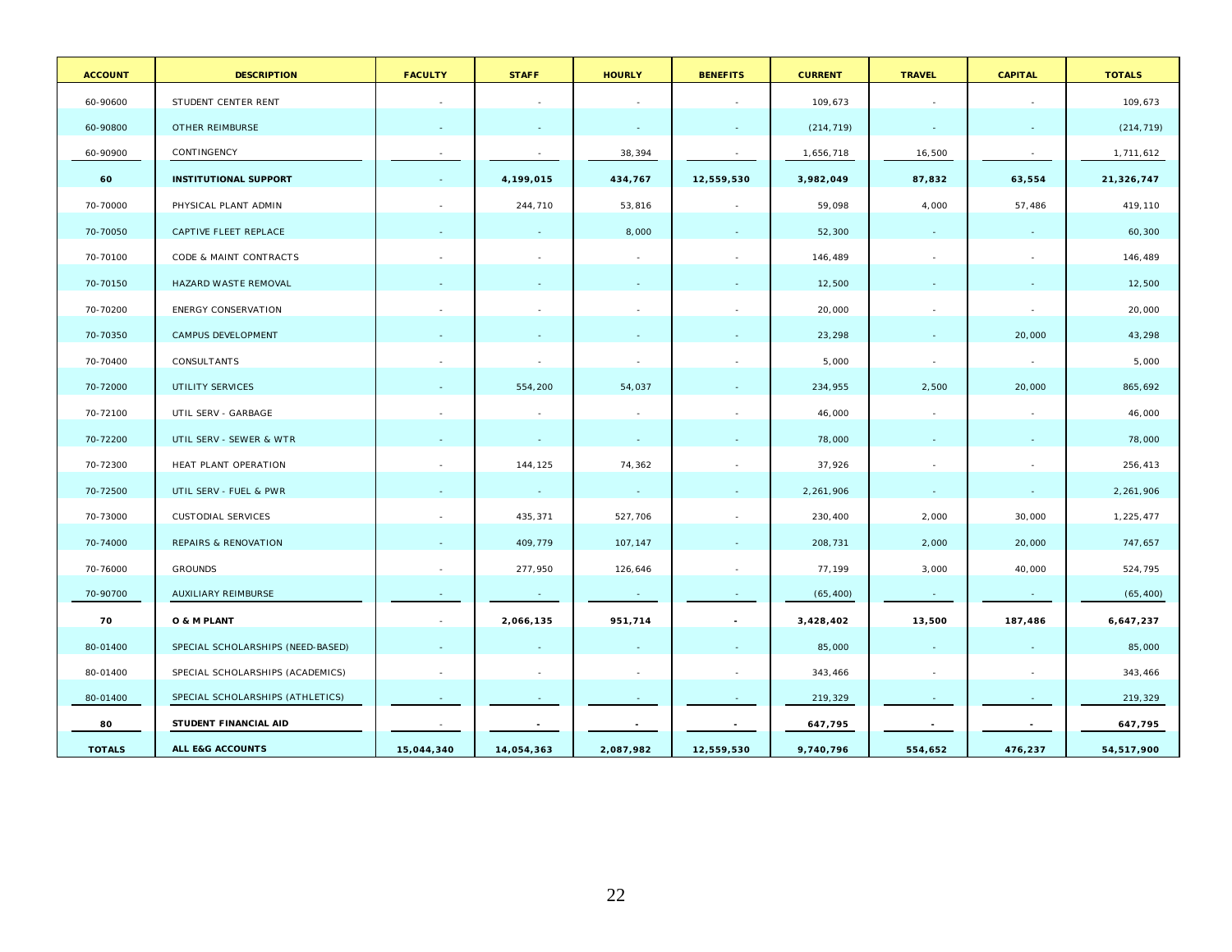| ACCOUNT | DESCRIPTION | FACULTY | STAFF | HOURLY | BENEFITS | CURRENT | TRAVEL | CAPITAL | TOTALS |
|---|---|---|---|---|---|---|---|---|---|
| 60-90600 | STUDENT CENTER RENT | - | - | - | - | 109,673 | - | - | 109,673 |
| 60-90800 | OTHER REIMBURSE | - | - | - | - | (214,719) | - | - | (214,719) |
| 60-90900 | CONTINGENCY | - | - | 38,394 | - | 1,656,718 | 16,500 | - | 1,711,612 |
| **60** | **INSTITUTIONAL SUPPORT** | - | **4,199,015** | **434,767** | **12,559,530** | **3,982,049** | **87,832** | **63,554** | **21,326,747** |
| 70-70000 | PHYSICAL PLANT ADMIN | - | 244,710 | 53,816 | - | 59,098 | 4,000 | 57,486 | 419,110 |
| 70-70050 | CAPTIVE FLEET REPLACE | - | - | 8,000 | - | 52,300 | - | - | 60,300 |
| 70-70100 | CODE & MAINT CONTRACTS | - | - | - | - | 146,489 | - | - | 146,489 |
| 70-70150 | HAZARD WASTE REMOVAL | - | - | - | - | 12,500 | - | - | 12,500 |
| 70-70200 | ENERGY CONSERVATION | - | - | - | - | 20,000 | - | - | 20,000 |
| 70-70350 | CAMPUS DEVELOPMENT | - | - | - | - | 23,298 | - | 20,000 | 43,298 |
| 70-70400 | CONSULTANTS | - | - | - | - | 5,000 | - | - | 5,000 |
| 70-72000 | UTILITY SERVICES | - | 554,200 | 54,037 | - | 234,955 | 2,500 | 20,000 | 865,692 |
| 70-72100 | UTIL SERV - GARBAGE | - | - | - | - | 46,000 | - | - | 46,000 |
| 70-72200 | UTIL SERV - SEWER & WTR | - | - | - | - | 78,000 | - | - | 78,000 |
| 70-72300 | HEAT PLANT OPERATION | - | 144,125 | 74,362 | - | 37,926 | - | - | 256,413 |
| 70-72500 | UTIL SERV - FUEL & PWR | - | - | - | - | 2,261,906 | - | - | 2,261,906 |
| 70-73000 | CUSTODIAL SERVICES | - | 435,371 | 527,706 | - | 230,400 | 2,000 | 30,000 | 1,225,477 |
| 70-74000 | REPAIRS & RENOVATION | - | 409,779 | 107,147 | - | 208,731 | 2,000 | 20,000 | 747,657 |
| 70-76000 | GROUNDS | - | 277,950 | 126,646 | - | 77,199 | 3,000 | 40,000 | 524,795 |
| 70-90700 | AUXILIARY REIMBURSE | - | - | - | - | (65,400) | - | - | (65,400) |
| **70** | **O & M PLANT** | - | **2,066,135** | **951,714** | - | **3,428,402** | **13,500** | **187,486** | **6,647,237** |
| 80-01400 | SPECIAL SCHOLARSHIPS (NEED-BASED) | - | - | - | - | 85,000 | - | - | 85,000 |
| 80-01400 | SPECIAL SCHOLARSHIPS (ACADEMICS) | - | - | - | - | 343,466 | - | - | 343,466 |
| 80-01400 | SPECIAL SCHOLARSHIPS (ATHLETICS) | - | - | - | - | 219,329 | - | - | 219,329 |
| **80** | **STUDENT FINANCIAL AID** | - | - | - | - | **647,795** | - | - | **647,795** |
| **TOTALS** | **ALL E&G ACCOUNTS** | **15,044,340** | **14,054,363** | **2,087,982** | **12,559,530** | **9,740,796** | **554,652** | **476,237** | **54,517,900** |